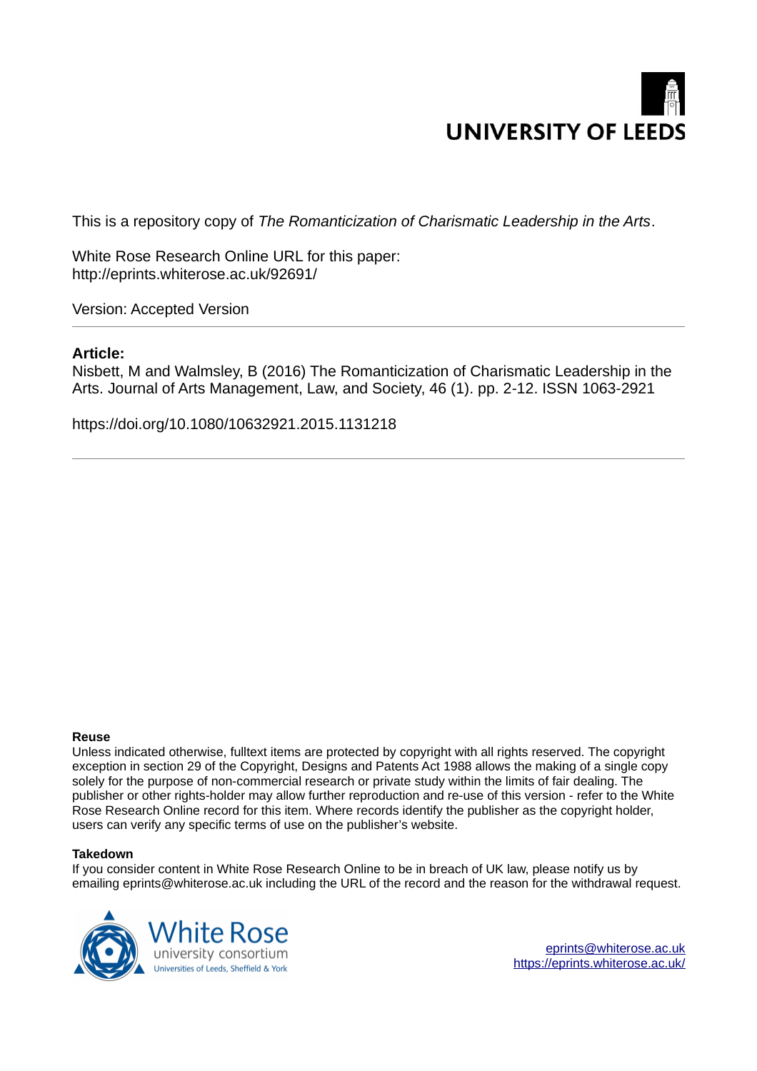UNIVERSITY OF LEEDS

This is a repository copy of *The Romanticization of Charismatic Leadership in the Arts*.

White Rose Research Online URL for this paper:
http://eprints.whiterose.ac.uk/92691/

Version: Accepted Version

**Article:**

Nisbett, M and Walmsley, B (2016) The Romanticization of Charismatic Leadership in the Arts. Journal of Arts Management, Law, and Society, 46 (1). pp. 2-12. ISSN 1063-2921

https://doi.org/10.1080/10632921.2015.1131218

**Reuse**

Unless indicated otherwise, fulltext items are protected by copyright with all rights reserved. The copyright exception in section 29 of the Copyright, Designs and Patents Act 1988 allows the making of a single copy solely for the purpose of non-commercial research or private study within the limits of fair dealing. The publisher or other rights-holder may allow further reproduction and re-use of this version - refer to the White Rose Research Online record for this item. Where records identify the publisher as the copyright holder, users can verify any specific terms of use on the publisher's website.

**Takedown**

If you consider content in White Rose Research Online to be in breach of UK law, please notify us by emailing eprints@whiterose.ac.uk including the URL of the record and the reason for the withdrawal request.

White Rose university consortium
Universities of Leeds, Sheffield & York

eprints@whiterose.ac.uk
https://eprints.whiterose.ac.uk/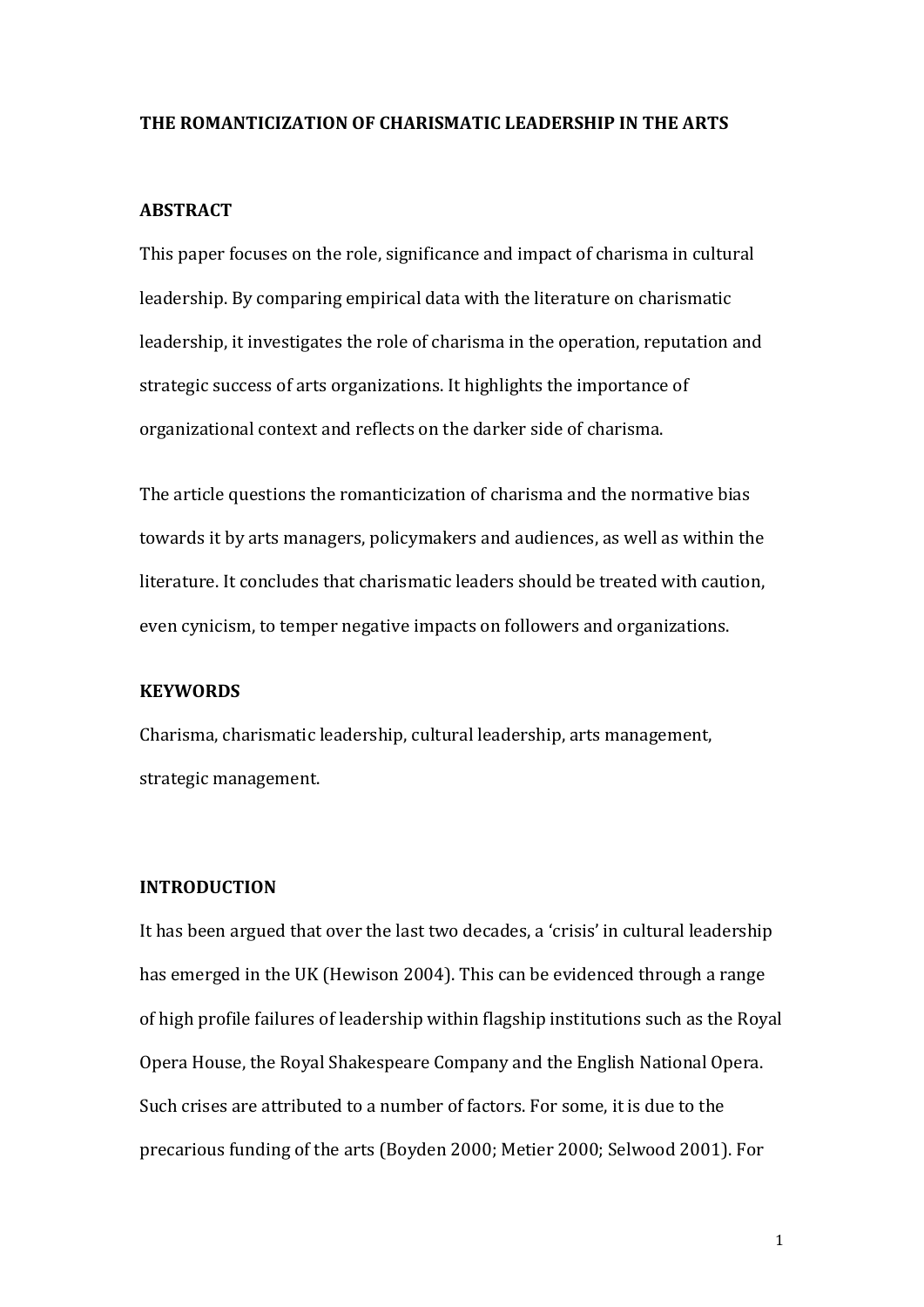# THE ROMANTICIZATION OF CHARISMATIC LEADERSHIP IN THE ARTS

## ABSTRACT

This paper focuses on the role, significance and impact of charisma in cultural leadership. By comparing empirical data with the literature on charismatic leadership, it investigates the role of charisma in the operation, reputation and strategic success of arts organizations. It highlights the importance of organizational context and reflects on the darker side of charisma.

The article questions the romanticization of charisma and the normative bias towards it by arts managers, policymakers and audiences, as well as within the literature. It concludes that charismatic leaders should be treated with caution, even cynicism, to temper negative impacts on followers and organizations.

## KEYWORDS

Charisma, charismatic leadership, cultural leadership, arts management, strategic management.

## INTRODUCTION

It has been argued that over the last two decades, a 'crisis' in cultural leadership has emerged in the UK (Hewison 2004). This can be evidenced through a range of high profile failures of leadership within flagship institutions such as the Royal Opera House, the Royal Shakespeare Company and the English National Opera. Such crises are attributed to a number of factors. For some, it is due to the precarious funding of the arts (Boyden 2000; Metier 2000; Selwood 2001). For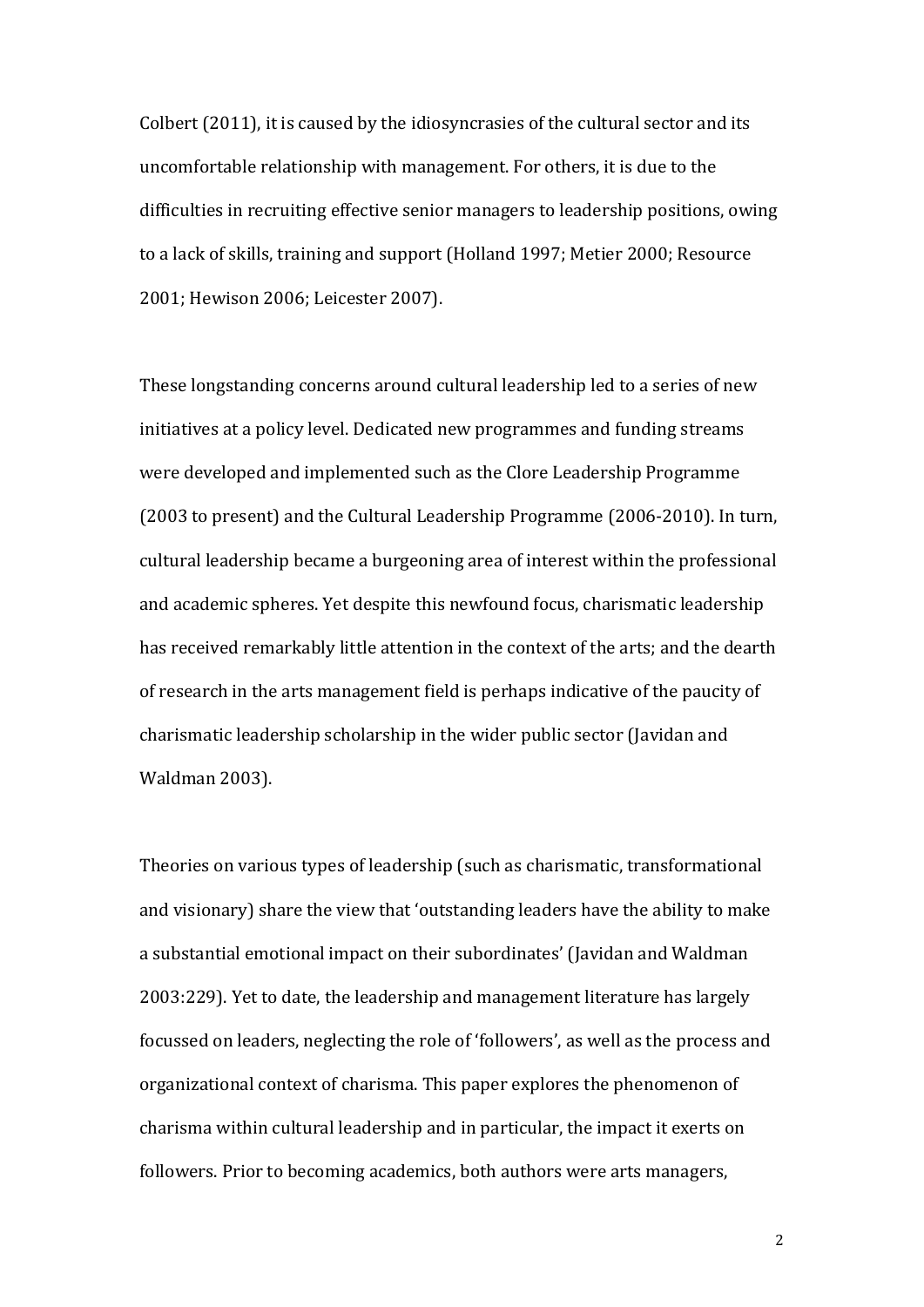Colbert (2011), it is caused by the idiosyncrasies of the cultural sector and its uncomfortable relationship with management. For others, it is due to the difficulties in recruiting effective senior managers to leadership positions, owing to a lack of skills, training and support (Holland 1997; Metier 2000; Resource 2001; Hewison 2006; Leicester 2007).

These longstanding concerns around cultural leadership led to a series of new initiatives at a policy level. Dedicated new programmes and funding streams were developed and implemented such as the Clore Leadership Programme (2003 to present) and the Cultural Leadership Programme (2006-2010). In turn, cultural leadership became a burgeoning area of interest within the professional and academic spheres. Yet despite this newfound focus, charismatic leadership has received remarkably little attention in the context of the arts; and the dearth of research in the arts management field is perhaps indicative of the paucity of charismatic leadership scholarship in the wider public sector (Javidan and Waldman 2003).

Theories on various types of leadership (such as charismatic, transformational and visionary) share the view that 'outstanding leaders have the ability to make a substantial emotional impact on their subordinates' (Javidan and Waldman 2003:229). Yet to date, the leadership and management literature has largely focussed on leaders, neglecting the role of 'followers', as well as the process and organizational context of charisma. This paper explores the phenomenon of charisma within cultural leadership and in particular, the impact it exerts on followers. Prior to becoming academics, both authors were arts managers,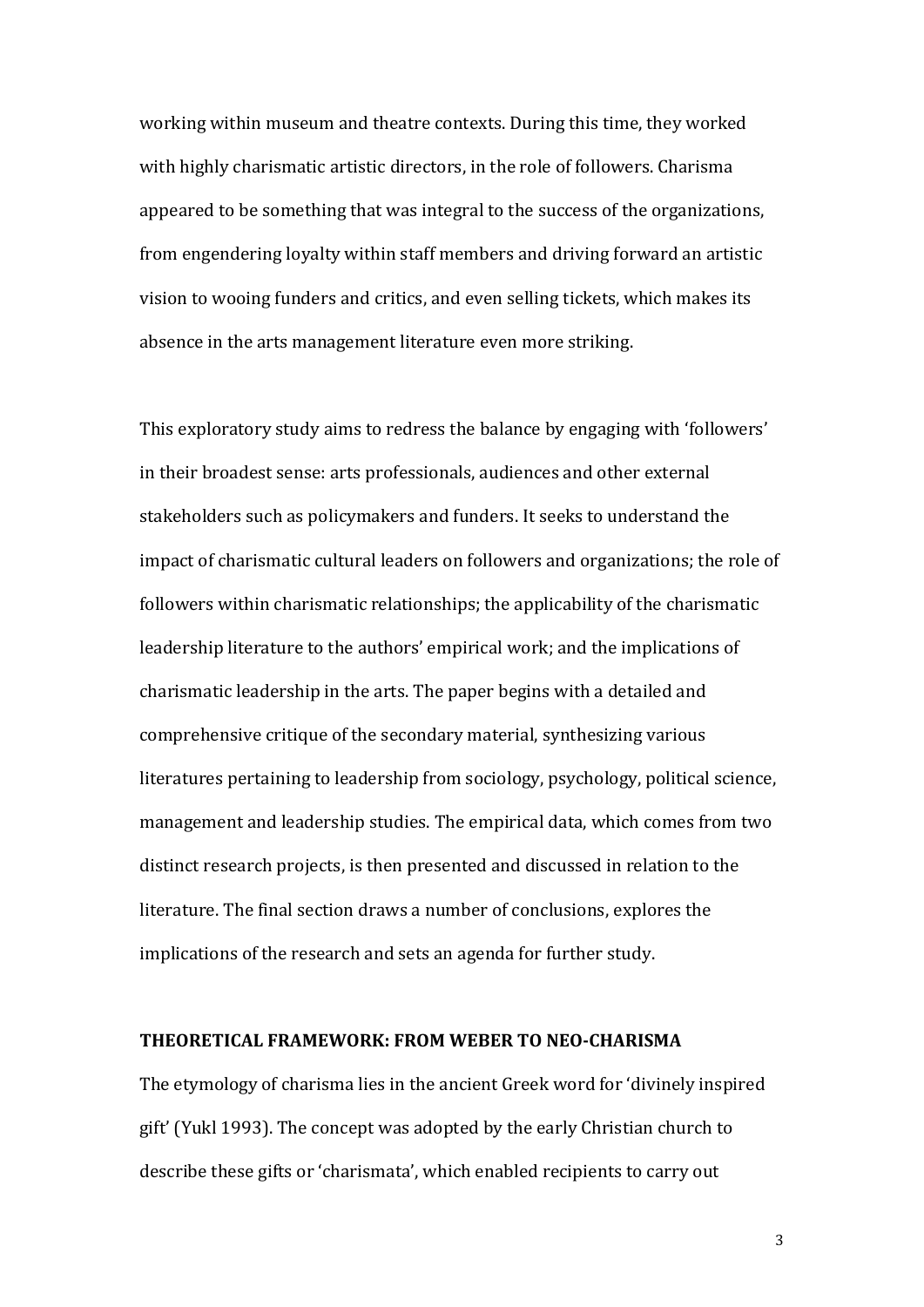working within museum and theatre contexts. During this time, they worked with highly charismatic artistic directors, in the role of followers. Charisma appeared to be something that was integral to the success of the organizations, from engendering loyalty within staff members and driving forward an artistic vision to wooing funders and critics, and even selling tickets, which makes its absence in the arts management literature even more striking.

This exploratory study aims to redress the balance by engaging with 'followers' in their broadest sense: arts professionals, audiences and other external stakeholders such as policymakers and funders. It seeks to understand the impact of charismatic cultural leaders on followers and organizations; the role of followers within charismatic relationships; the applicability of the charismatic leadership literature to the authors' empirical work; and the implications of charismatic leadership in the arts. The paper begins with a detailed and comprehensive critique of the secondary material, synthesizing various literatures pertaining to leadership from sociology, psychology, political science, management and leadership studies. The empirical data, which comes from two distinct research projects, is then presented and discussed in relation to the literature. The final section draws a number of conclusions, explores the implications of the research and sets an agenda for further study.

## THEORETICAL FRAMEWORK: FROM WEBER TO NEO-CHARISMA

The etymology of charisma lies in the ancient Greek word for 'divinely inspired gift' (Yukl 1993). The concept was adopted by the early Christian church to describe these gifts or 'charismata', which enabled recipients to carry out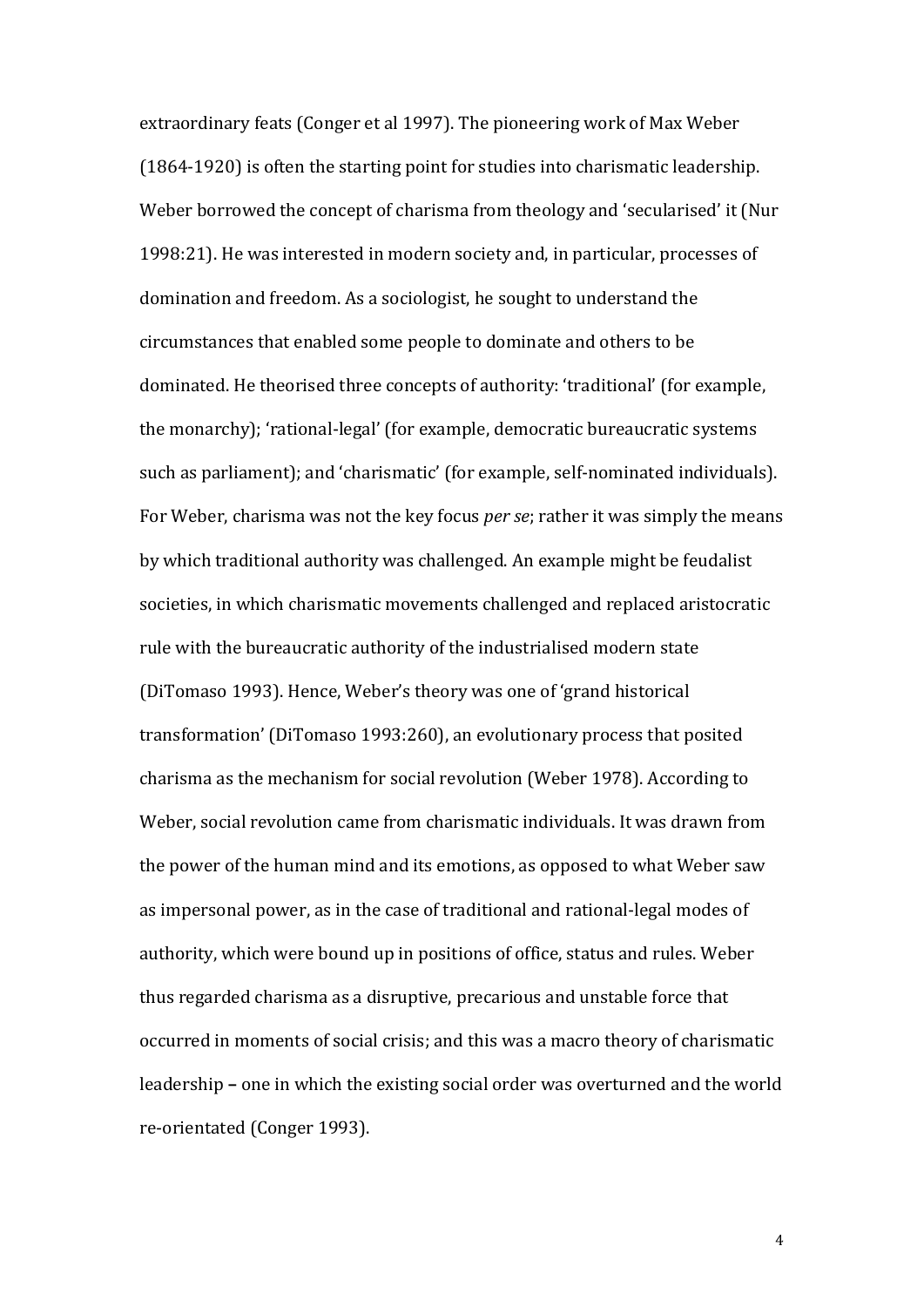extraordinary feats (Conger et al 1997). The pioneering work of Max Weber (1864-1920) is often the starting point for studies into charismatic leadership. Weber borrowed the concept of charisma from theology and 'secularised' it (Nur 1998:21). He was interested in modern society and, in particular, processes of domination and freedom. As a sociologist, he sought to understand the circumstances that enabled some people to dominate and others to be dominated. He theorised three concepts of authority: 'traditional' (for example, the monarchy); 'rational-legal' (for example, democratic bureaucratic systems such as parliament); and 'charismatic' (for example, self-nominated individuals). For Weber, charisma was not the key focus *per se*; rather it was simply the means by which traditional authority was challenged. An example might be feudalist societies, in which charismatic movements challenged and replaced aristocratic rule with the bureaucratic authority of the industrialised modern state (DiTomaso 1993). Hence, Weber's theory was one of 'grand historical transformation' (DiTomaso 1993:260), an evolutionary process that posited charisma as the mechanism for social revolution (Weber 1978). According to Weber, social revolution came from charismatic individuals. It was drawn from the power of the human mind and its emotions, as opposed to what Weber saw as impersonal power, as in the case of traditional and rational-legal modes of authority, which were bound up in positions of office, status and rules. Weber thus regarded charisma as a disruptive, precarious and unstable force that occurred in moments of social crisis; and this was a macro theory of charismatic leadership **–** one in which the existing social order was overturned and the world re-orientated (Conger 1993).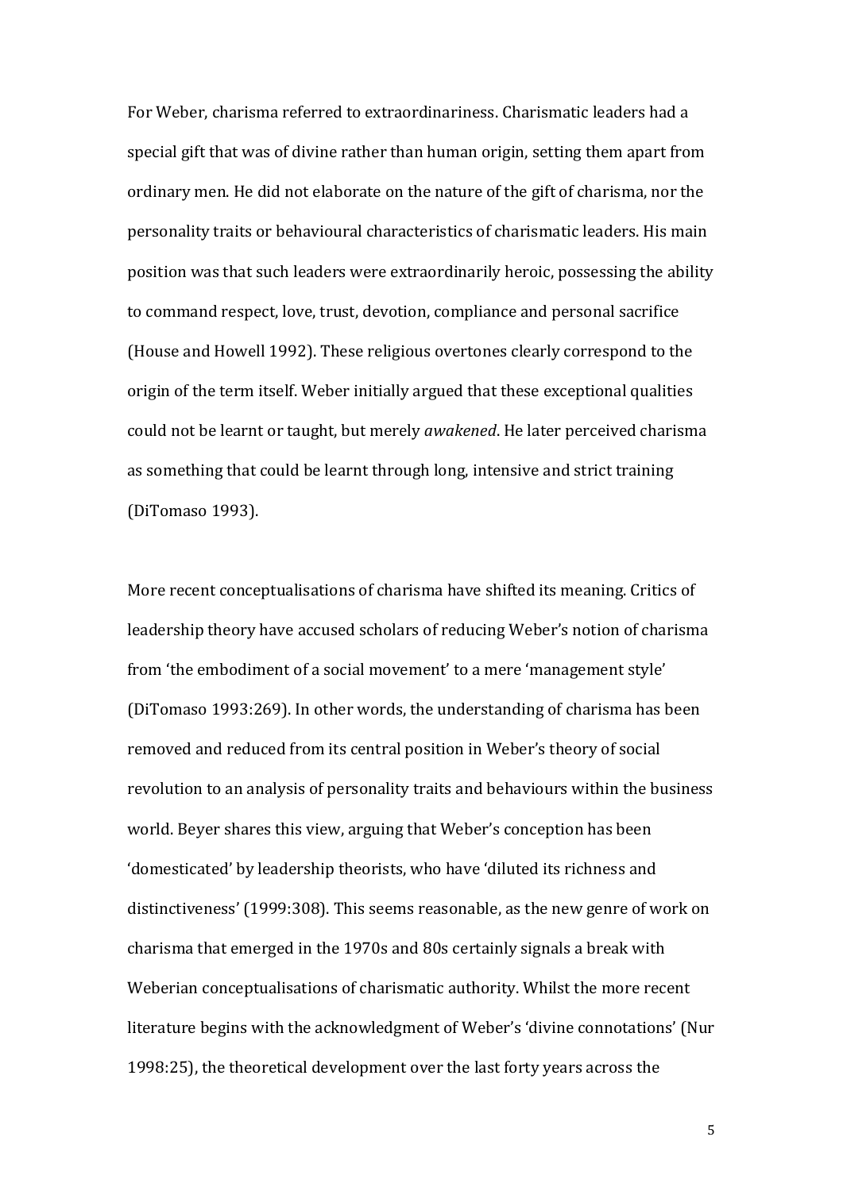For Weber, charisma referred to extraordinariness. Charismatic leaders had a special gift that was of divine rather than human origin, setting them apart from ordinary men. He did not elaborate on the nature of the gift of charisma, nor the personality traits or behavioural characteristics of charismatic leaders. His main position was that such leaders were extraordinarily heroic, possessing the ability to command respect, love, trust, devotion, compliance and personal sacrifice (House and Howell 1992). These religious overtones clearly correspond to the origin of the term itself. Weber initially argued that these exceptional qualities could not be learnt or taught, but merely *awakened*. He later perceived charisma as something that could be learnt through long, intensive and strict training (DiTomaso 1993).

More recent conceptualisations of charisma have shifted its meaning. Critics of leadership theory have accused scholars of reducing Weber's notion of charisma from 'the embodiment of a social movement' to a mere 'management style' (DiTomaso 1993:269). In other words, the understanding of charisma has been removed and reduced from its central position in Weber's theory of social revolution to an analysis of personality traits and behaviours within the business world. Beyer shares this view, arguing that Weber's conception has been 'domesticated' by leadership theorists, who have 'diluted its richness and distinctiveness' (1999:308). This seems reasonable, as the new genre of work on charisma that emerged in the 1970s and 80s certainly signals a break with Weberian conceptualisations of charismatic authority. Whilst the more recent literature begins with the acknowledgment of Weber's 'divine connotations' (Nur 1998:25), the theoretical development over the last forty years across the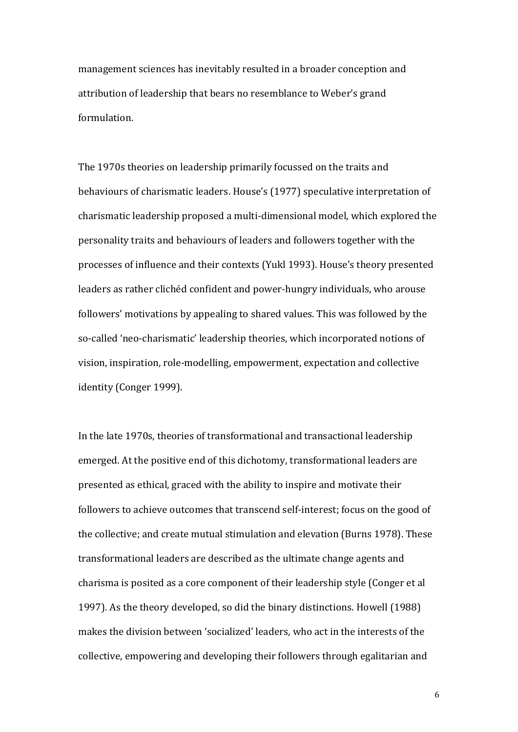management sciences has inevitably resulted in a broader conception and attribution of leadership that bears no resemblance to Weber's grand formulation.

The 1970s theories on leadership primarily focussed on the traits and behaviours of charismatic leaders. House's (1977) speculative interpretation of charismatic leadership proposed a multi-dimensional model, which explored the personality traits and behaviours of leaders and followers together with the processes of influence and their contexts (Yukl 1993). House's theory presented leaders as rather clichéd confident and power-hungry individuals, who arouse followers' motivations by appealing to shared values. This was followed by the so-called 'neo-charismatic' leadership theories, which incorporated notions of vision, inspiration, role-modelling, empowerment, expectation and collective identity (Conger 1999).

In the late 1970s, theories of transformational and transactional leadership emerged. At the positive end of this dichotomy, transformational leaders are presented as ethical, graced with the ability to inspire and motivate their followers to achieve outcomes that transcend self-interest; focus on the good of the collective; and create mutual stimulation and elevation (Burns 1978). These transformational leaders are described as the ultimate change agents and charisma is posited as a core component of their leadership style (Conger et al 1997). As the theory developed, so did the binary distinctions. Howell (1988) makes the division between 'socialized' leaders, who act in the interests of the collective, empowering and developing their followers through egalitarian and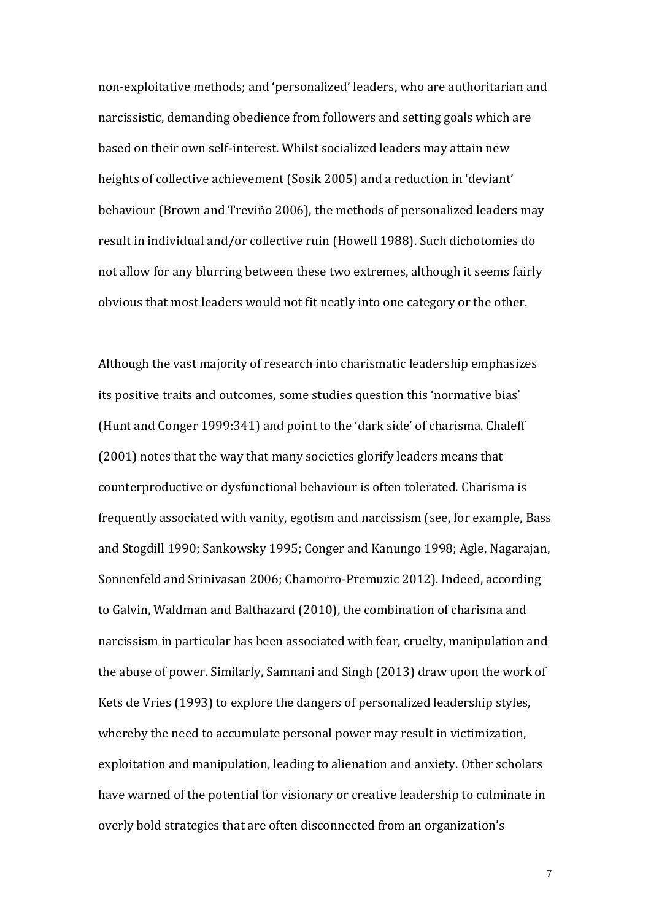non-exploitative methods; and 'personalized' leaders, who are authoritarian and narcissistic, demanding obedience from followers and setting goals which are based on their own self-interest. Whilst socialized leaders may attain new heights of collective achievement (Sosik 2005) and a reduction in 'deviant' behaviour (Brown and Treviño 2006), the methods of personalized leaders may result in individual and/or collective ruin (Howell 1988). Such dichotomies do not allow for any blurring between these two extremes, although it seems fairly obvious that most leaders would not fit neatly into one category or the other.

Although the vast majority of research into charismatic leadership emphasizes its positive traits and outcomes, some studies question this 'normative bias' (Hunt and Conger 1999:341) and point to the 'dark side' of charisma. Chaleff (2001) notes that the way that many societies glorify leaders means that counterproductive or dysfunctional behaviour is often tolerated. Charisma is frequently associated with vanity, egotism and narcissism (see, for example, Bass and Stogdill 1990; Sankowsky 1995; Conger and Kanungo 1998; Agle, Nagarajan, Sonnenfeld and Srinivasan 2006; Chamorro-Premuzic 2012). Indeed, according to Galvin, Waldman and Balthazard (2010), the combination of charisma and narcissism in particular has been associated with fear, cruelty, manipulation and the abuse of power. Similarly, Samnani and Singh (2013) draw upon the work of Kets de Vries (1993) to explore the dangers of personalized leadership styles, whereby the need to accumulate personal power may result in victimization, exploitation and manipulation, leading to alienation and anxiety. Other scholars have warned of the potential for visionary or creative leadership to culminate in overly bold strategies that are often disconnected from an organization's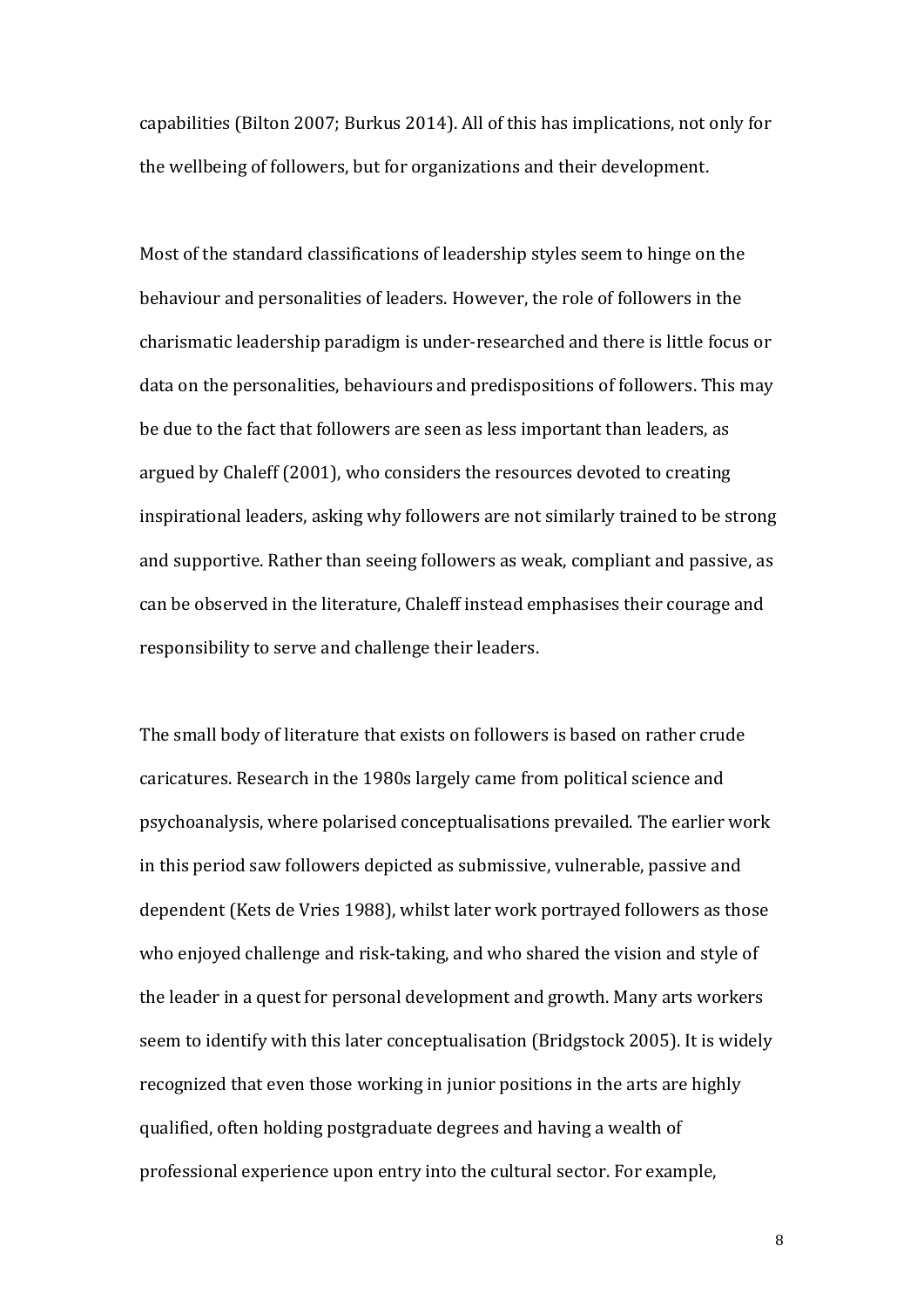capabilities (Bilton 2007; Burkus 2014). All of this has implications, not only for the wellbeing of followers, but for organizations and their development.

Most of the standard classifications of leadership styles seem to hinge on the behaviour and personalities of leaders. However, the role of followers in the charismatic leadership paradigm is under-researched and there is little focus or data on the personalities, behaviours and predispositions of followers. This may be due to the fact that followers are seen as less important than leaders, as argued by Chaleff (2001), who considers the resources devoted to creating inspirational leaders, asking why followers are not similarly trained to be strong and supportive. Rather than seeing followers as weak, compliant and passive, as can be observed in the literature, Chaleff instead emphasises their courage and responsibility to serve and challenge their leaders.

The small body of literature that exists on followers is based on rather crude caricatures. Research in the 1980s largely came from political science and psychoanalysis, where polarised conceptualisations prevailed. The earlier work in this period saw followers depicted as submissive, vulnerable, passive and dependent (Kets de Vries 1988), whilst later work portrayed followers as those who enjoyed challenge and risk-taking, and who shared the vision and style of the leader in a quest for personal development and growth. Many arts workers seem to identify with this later conceptualisation (Bridgstock 2005). It is widely recognized that even those working in junior positions in the arts are highly qualified, often holding postgraduate degrees and having a wealth of professional experience upon entry into the cultural sector. For example,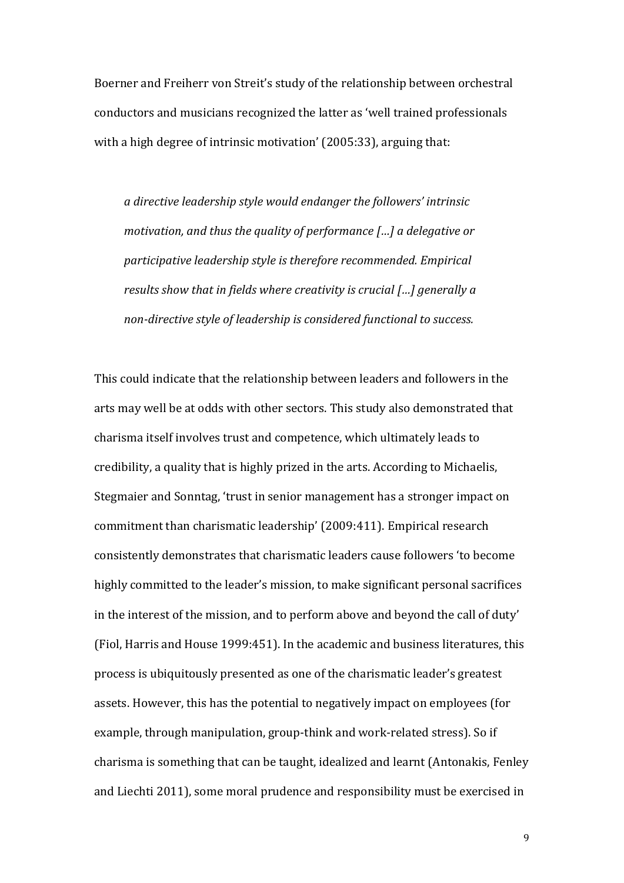Boerner and Freiherr von Streit's study of the relationship between orchestral conductors and musicians recognized the latter as 'well trained professionals with a high degree of intrinsic motivation' (2005:33), arguing that:

> *a directive leadership style would endanger the followers' intrinsic motivation, and thus the quality of performance […] a delegative or participative leadership style is therefore recommended. Empirical results show that in fields where creativity is crucial […] generally a non-directive style of leadership is considered functional to success.*

This could indicate that the relationship between leaders and followers in the arts may well be at odds with other sectors. This study also demonstrated that charisma itself involves trust and competence, which ultimately leads to credibility, a quality that is highly prized in the arts. According to Michaelis, Stegmaier and Sonntag, 'trust in senior management has a stronger impact on commitment than charismatic leadership' (2009:411). Empirical research consistently demonstrates that charismatic leaders cause followers 'to become highly committed to the leader's mission, to make significant personal sacrifices in the interest of the mission, and to perform above and beyond the call of duty' (Fiol, Harris and House 1999:451). In the academic and business literatures, this process is ubiquitously presented as one of the charismatic leader's greatest assets. However, this has the potential to negatively impact on employees (for example, through manipulation, group-think and work-related stress). So if charisma is something that can be taught, idealized and learnt (Antonakis, Fenley and Liechti 2011), some moral prudence and responsibility must be exercised in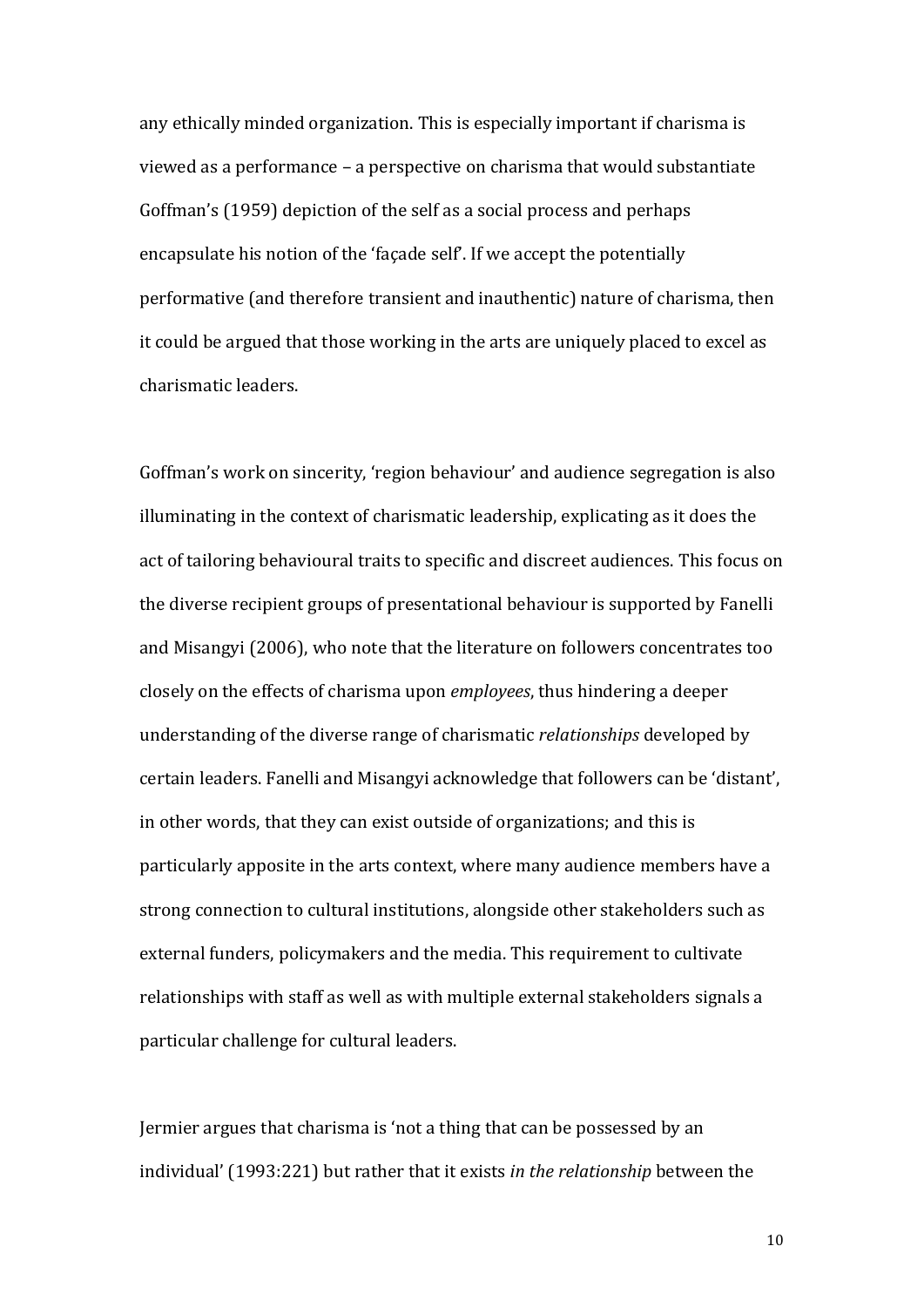any ethically minded organization. This is especially important if charisma is viewed as a performance – a perspective on charisma that would substantiate Goffman's (1959) depiction of the self as a social process and perhaps encapsulate his notion of the 'façade self'. If we accept the potentially performative (and therefore transient and inauthentic) nature of charisma, then it could be argued that those working in the arts are uniquely placed to excel as charismatic leaders.

Goffman's work on sincerity, 'region behaviour' and audience segregation is also illuminating in the context of charismatic leadership, explicating as it does the act of tailoring behavioural traits to specific and discreet audiences. This focus on the diverse recipient groups of presentational behaviour is supported by Fanelli and Misangyi (2006), who note that the literature on followers concentrates too closely on the effects of charisma upon *employees*, thus hindering a deeper understanding of the diverse range of charismatic *relationships* developed by certain leaders. Fanelli and Misangyi acknowledge that followers can be 'distant', in other words, that they can exist outside of organizations; and this is particularly apposite in the arts context, where many audience members have a strong connection to cultural institutions, alongside other stakeholders such as external funders, policymakers and the media. This requirement to cultivate relationships with staff as well as with multiple external stakeholders signals a particular challenge for cultural leaders.

Jermier argues that charisma is 'not a thing that can be possessed by an individual' (1993:221) but rather that it exists *in the relationship* between the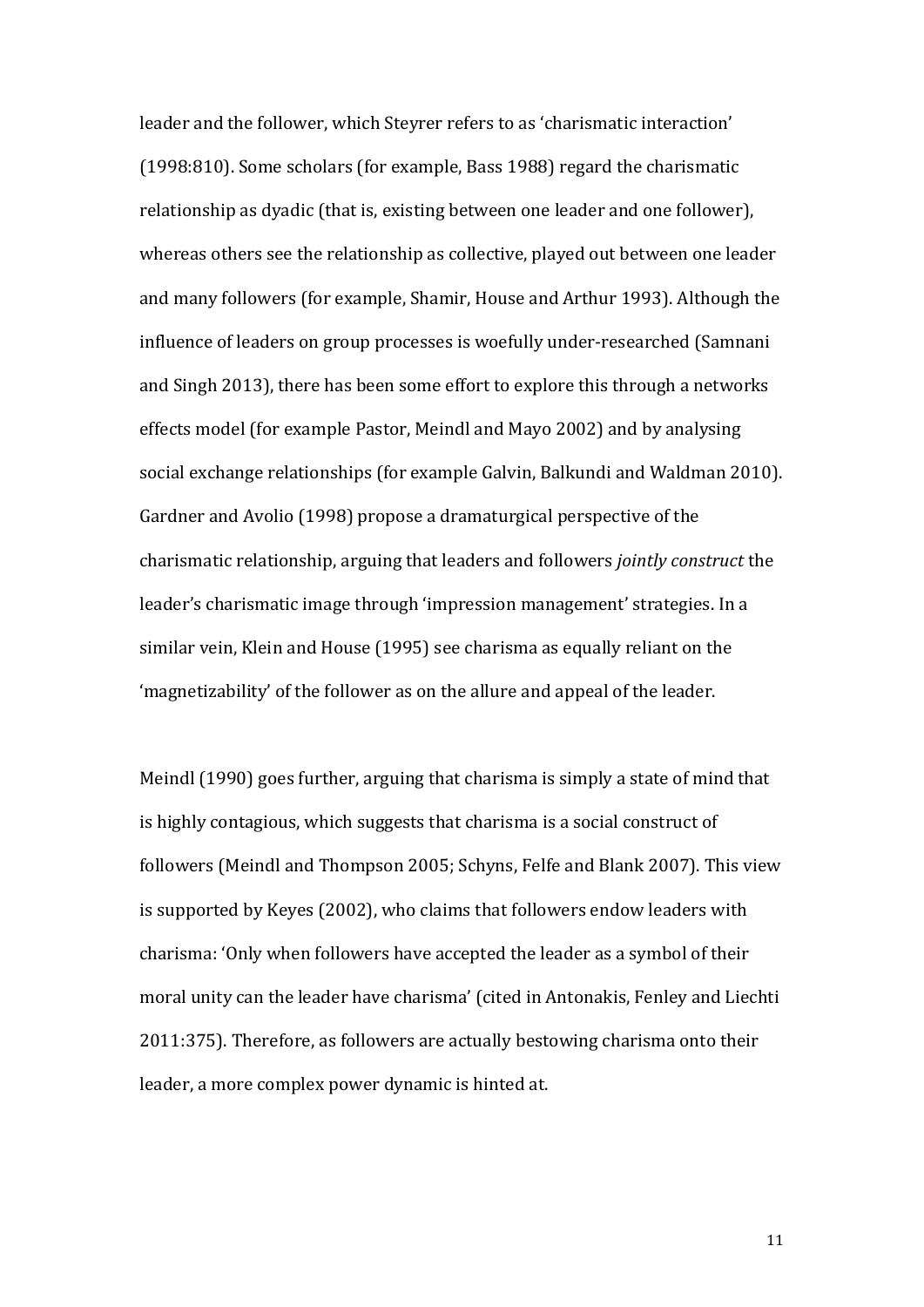leader and the follower, which Steyrer refers to as 'charismatic interaction' (1998:810). Some scholars (for example, Bass 1988) regard the charismatic relationship as dyadic (that is, existing between one leader and one follower), whereas others see the relationship as collective, played out between one leader and many followers (for example, Shamir, House and Arthur 1993). Although the influence of leaders on group processes is woefully under-researched (Samnani and Singh 2013), there has been some effort to explore this through a networks effects model (for example Pastor, Meindl and Mayo 2002) and by analysing social exchange relationships (for example Galvin, Balkundi and Waldman 2010). Gardner and Avolio (1998) propose a dramaturgical perspective of the charismatic relationship, arguing that leaders and followers *jointly construct* the leader's charismatic image through 'impression management' strategies. In a similar vein, Klein and House (1995) see charisma as equally reliant on the 'magnetizability' of the follower as on the allure and appeal of the leader.

Meindl (1990) goes further, arguing that charisma is simply a state of mind that is highly contagious, which suggests that charisma is a social construct of followers (Meindl and Thompson 2005; Schyns, Felfe and Blank 2007). This view is supported by Keyes (2002), who claims that followers endow leaders with charisma: 'Only when followers have accepted the leader as a symbol of their moral unity can the leader have charisma' (cited in Antonakis, Fenley and Liechti 2011:375). Therefore, as followers are actually bestowing charisma onto their leader, a more complex power dynamic is hinted at.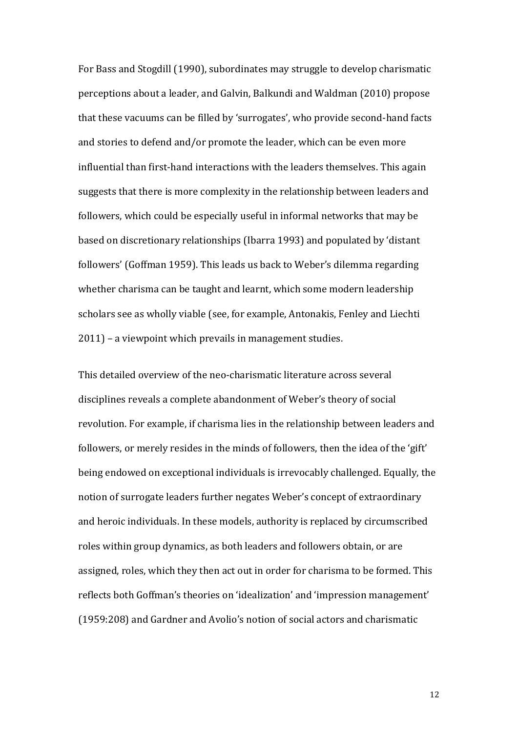For Bass and Stogdill (1990), subordinates may struggle to develop charismatic perceptions about a leader, and Galvin, Balkundi and Waldman (2010) propose that these vacuums can be filled by 'surrogates', who provide second-hand facts and stories to defend and/or promote the leader, which can be even more influential than first-hand interactions with the leaders themselves. This again suggests that there is more complexity in the relationship between leaders and followers, which could be especially useful in informal networks that may be based on discretionary relationships (Ibarra 1993) and populated by 'distant followers' (Goffman 1959). This leads us back to Weber's dilemma regarding whether charisma can be taught and learnt, which some modern leadership scholars see as wholly viable (see, for example, Antonakis, Fenley and Liechti 2011) – a viewpoint which prevails in management studies.

This detailed overview of the neo-charismatic literature across several disciplines reveals a complete abandonment of Weber's theory of social revolution. For example, if charisma lies in the relationship between leaders and followers, or merely resides in the minds of followers, then the idea of the 'gift' being endowed on exceptional individuals is irrevocably challenged. Equally, the notion of surrogate leaders further negates Weber's concept of extraordinary and heroic individuals. In these models, authority is replaced by circumscribed roles within group dynamics, as both leaders and followers obtain, or are assigned, roles, which they then act out in order for charisma to be formed. This reflects both Goffman's theories on 'idealization' and 'impression management' (1959:208) and Gardner and Avolio's notion of social actors and charismatic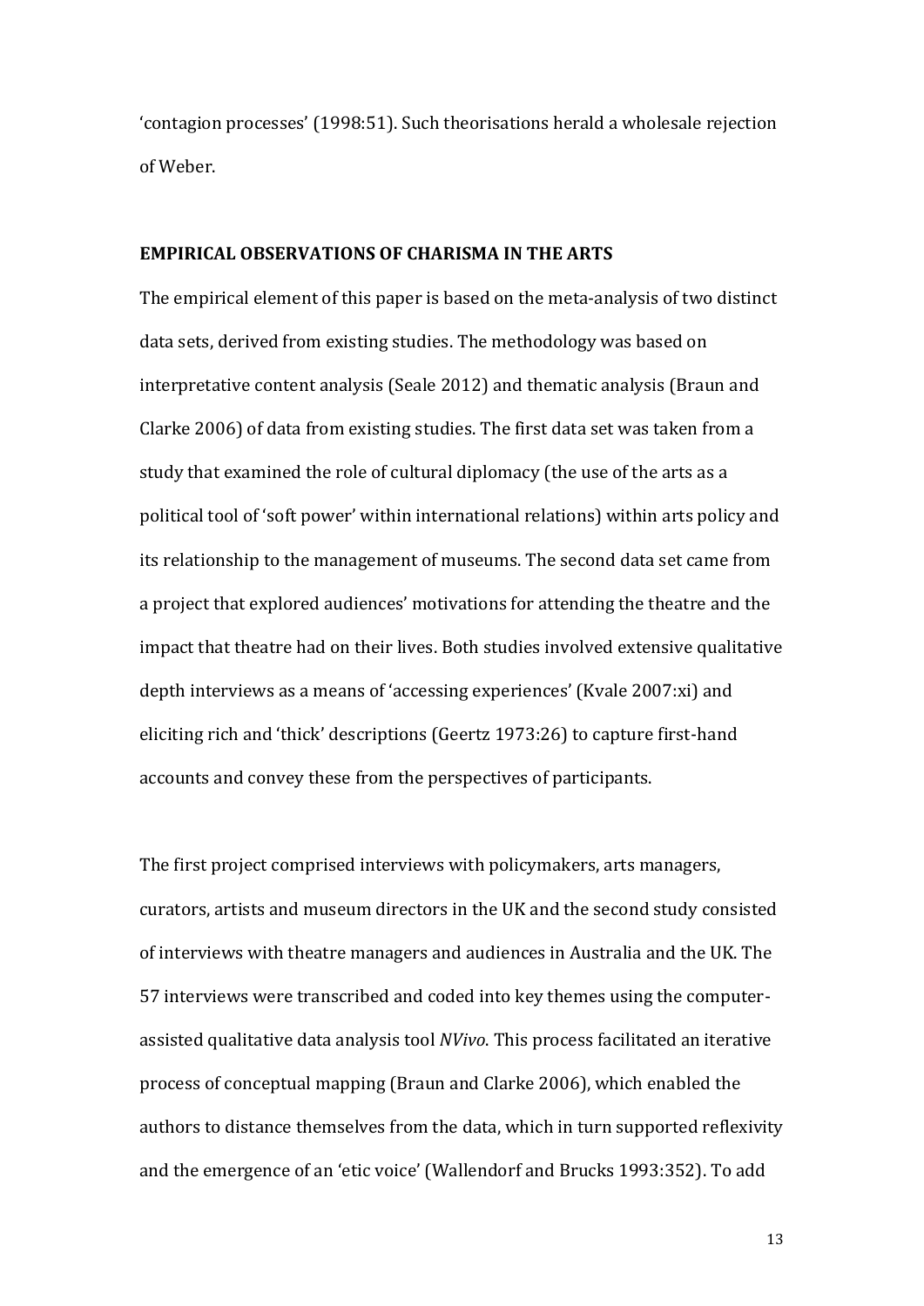'contagion processes' (1998:51). Such theorisations herald a wholesale rejection of Weber.

## EMPIRICAL OBSERVATIONS OF CHARISMA IN THE ARTS

The empirical element of this paper is based on the meta-analysis of two distinct data sets, derived from existing studies. The methodology was based on interpretative content analysis (Seale 2012) and thematic analysis (Braun and Clarke 2006) of data from existing studies. The first data set was taken from a study that examined the role of cultural diplomacy (the use of the arts as a political tool of 'soft power' within international relations) within arts policy and its relationship to the management of museums. The second data set came from a project that explored audiences' motivations for attending the theatre and the impact that theatre had on their lives. Both studies involved extensive qualitative depth interviews as a means of 'accessing experiences' (Kvale 2007:xi) and eliciting rich and 'thick' descriptions (Geertz 1973:26) to capture first-hand accounts and convey these from the perspectives of participants.

The first project comprised interviews with policymakers, arts managers, curators, artists and museum directors in the UK and the second study consisted of interviews with theatre managers and audiences in Australia and the UK. The 57 interviews were transcribed and coded into key themes using the computer-assisted qualitative data analysis tool *NVivo*. This process facilitated an iterative process of conceptual mapping (Braun and Clarke 2006), which enabled the authors to distance themselves from the data, which in turn supported reflexivity and the emergence of an 'etic voice' (Wallendorf and Brucks 1993:352). To add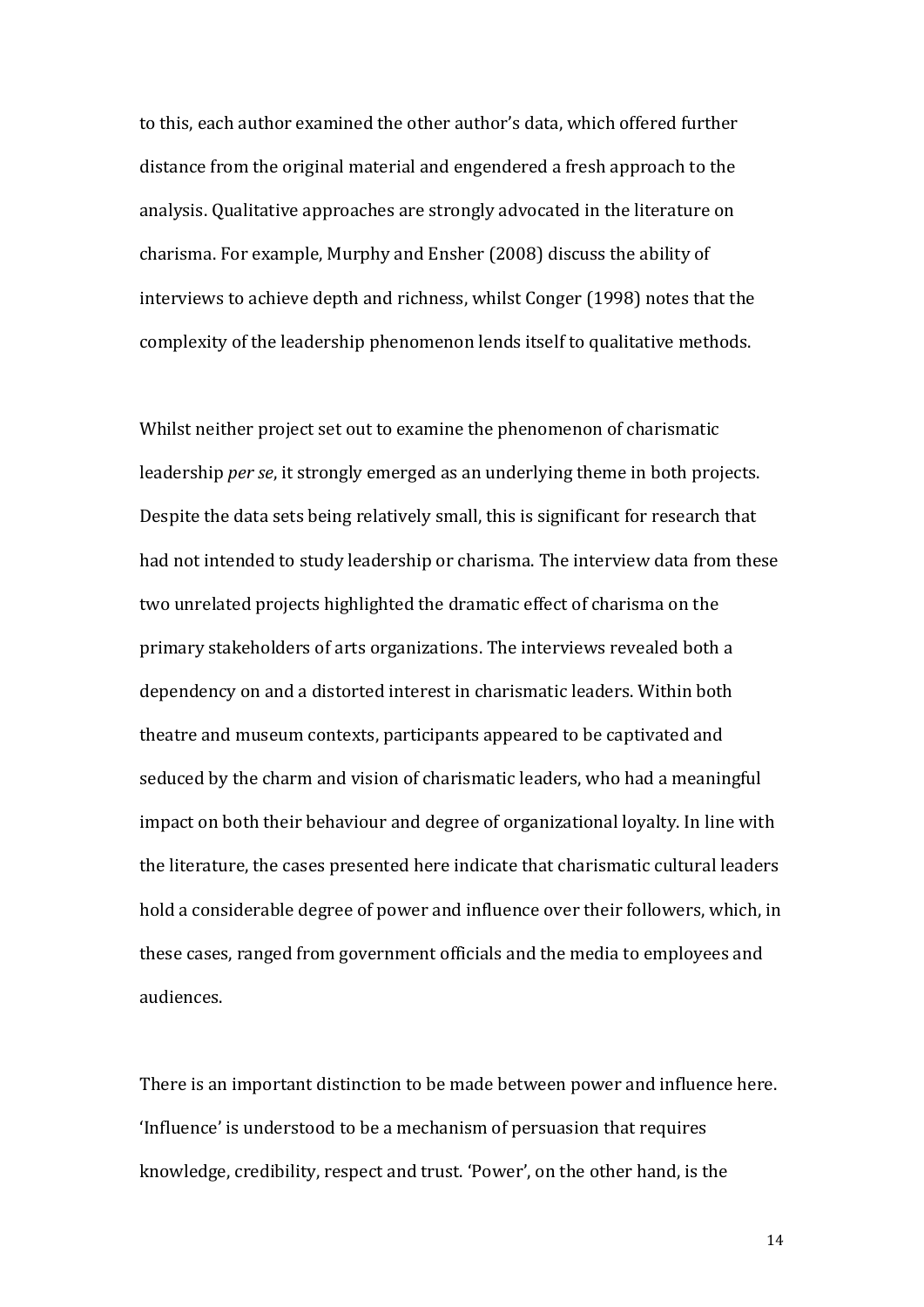to this, each author examined the other author's data, which offered further distance from the original material and engendered a fresh approach to the analysis. Qualitative approaches are strongly advocated in the literature on charisma. For example, Murphy and Ensher (2008) discuss the ability of interviews to achieve depth and richness, whilst Conger (1998) notes that the complexity of the leadership phenomenon lends itself to qualitative methods.

Whilst neither project set out to examine the phenomenon of charismatic leadership *per se*, it strongly emerged as an underlying theme in both projects. Despite the data sets being relatively small, this is significant for research that had not intended to study leadership or charisma. The interview data from these two unrelated projects highlighted the dramatic effect of charisma on the primary stakeholders of arts organizations. The interviews revealed both a dependency on and a distorted interest in charismatic leaders. Within both theatre and museum contexts, participants appeared to be captivated and seduced by the charm and vision of charismatic leaders, who had a meaningful impact on both their behaviour and degree of organizational loyalty. In line with the literature, the cases presented here indicate that charismatic cultural leaders hold a considerable degree of power and influence over their followers, which, in these cases, ranged from government officials and the media to employees and audiences.

There is an important distinction to be made between power and influence here. 'Influence' is understood to be a mechanism of persuasion that requires knowledge, credibility, respect and trust. 'Power', on the other hand, is the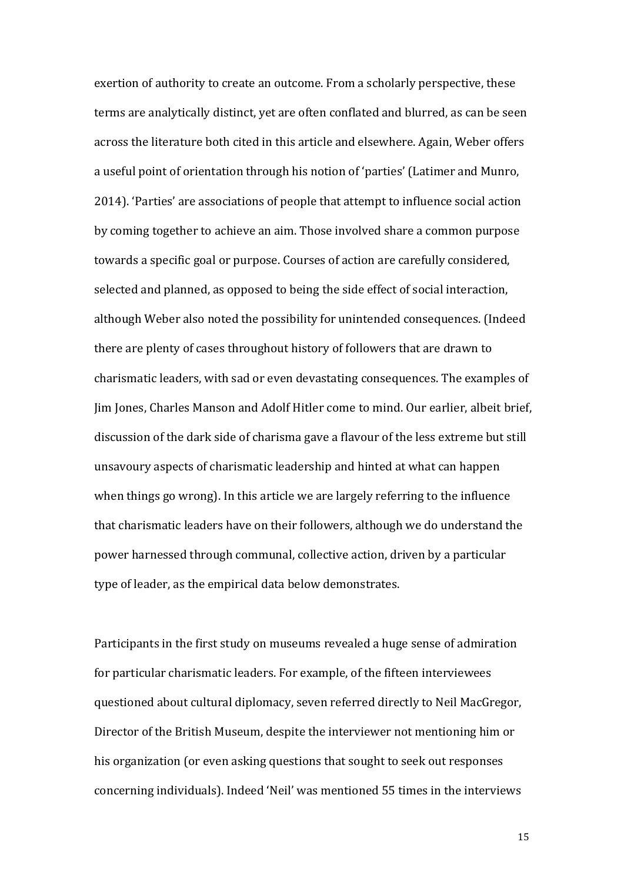exertion of authority to create an outcome. From a scholarly perspective, these terms are analytically distinct, yet are often conflated and blurred, as can be seen across the literature both cited in this article and elsewhere. Again, Weber offers a useful point of orientation through his notion of 'parties' (Latimer and Munro, 2014). 'Parties' are associations of people that attempt to influence social action by coming together to achieve an aim. Those involved share a common purpose towards a specific goal or purpose. Courses of action are carefully considered, selected and planned, as opposed to being the side effect of social interaction, although Weber also noted the possibility for unintended consequences. (Indeed there are plenty of cases throughout history of followers that are drawn to charismatic leaders, with sad or even devastating consequences. The examples of Jim Jones, Charles Manson and Adolf Hitler come to mind. Our earlier, albeit brief, discussion of the dark side of charisma gave a flavour of the less extreme but still unsavoury aspects of charismatic leadership and hinted at what can happen when things go wrong). In this article we are largely referring to the influence that charismatic leaders have on their followers, although we do understand the power harnessed through communal, collective action, driven by a particular type of leader, as the empirical data below demonstrates.

Participants in the first study on museums revealed a huge sense of admiration for particular charismatic leaders. For example, of the fifteen interviewees questioned about cultural diplomacy, seven referred directly to Neil MacGregor, Director of the British Museum, despite the interviewer not mentioning him or his organization (or even asking questions that sought to seek out responses concerning individuals). Indeed 'Neil' was mentioned 55 times in the interviews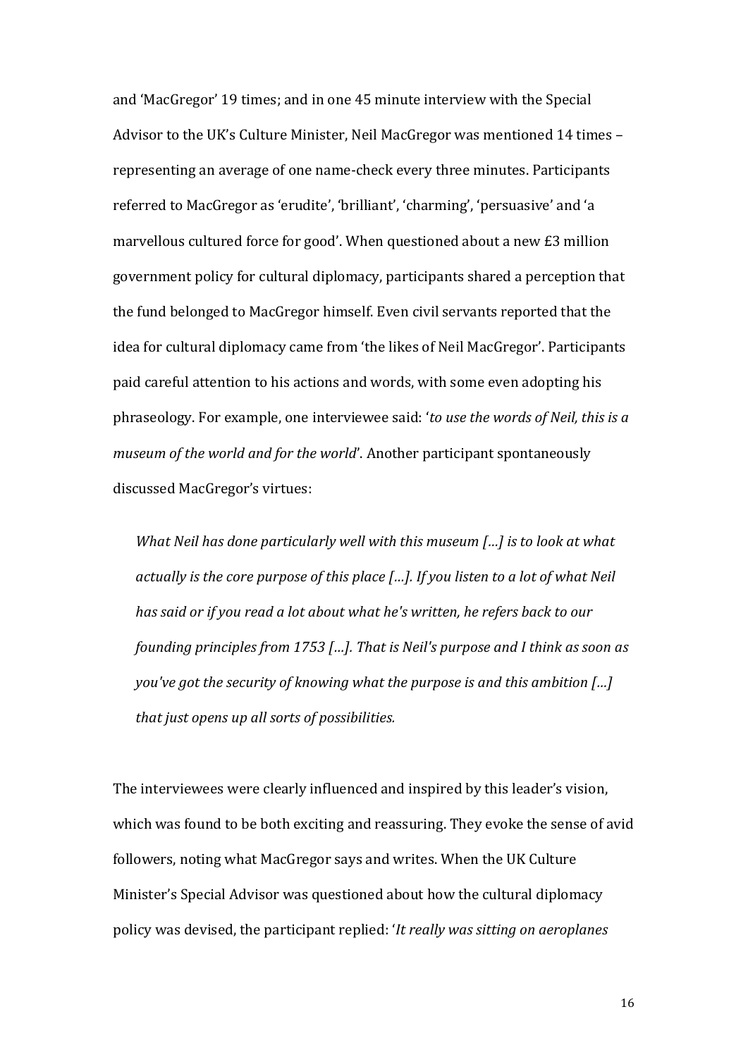and 'MacGregor' 19 times; and in one 45 minute interview with the Special Advisor to the UK's Culture Minister, Neil MacGregor was mentioned 14 times – representing an average of one name-check every three minutes. Participants referred to MacGregor as 'erudite', 'brilliant', 'charming', 'persuasive' and 'a marvellous cultured force for good'. When questioned about a new £3 million government policy for cultural diplomacy, participants shared a perception that the fund belonged to MacGregor himself. Even civil servants reported that the idea for cultural diplomacy came from 'the likes of Neil MacGregor'. Participants paid careful attention to his actions and words, with some even adopting his phraseology. For example, one interviewee said: '*to use the words of Neil, this is a museum of the world and for the world*'. Another participant spontaneously discussed MacGregor's virtues:

> *What Neil has done particularly well with this museum [...] is to look at what actually is the core purpose of this place [...]. If you listen to a lot of what Neil has said or if you read a lot about what he's written, he refers back to our founding principles from 1753 [...]. That is Neil's purpose and I think as soon as you've got the security of knowing what the purpose is and this ambition [...] that just opens up all sorts of possibilities.*

The interviewees were clearly influenced and inspired by this leader's vision, which was found to be both exciting and reassuring. They evoke the sense of avid followers, noting what MacGregor says and writes. When the UK Culture Minister's Special Advisor was questioned about how the cultural diplomacy policy was devised, the participant replied: '*It really was sitting on aeroplanes*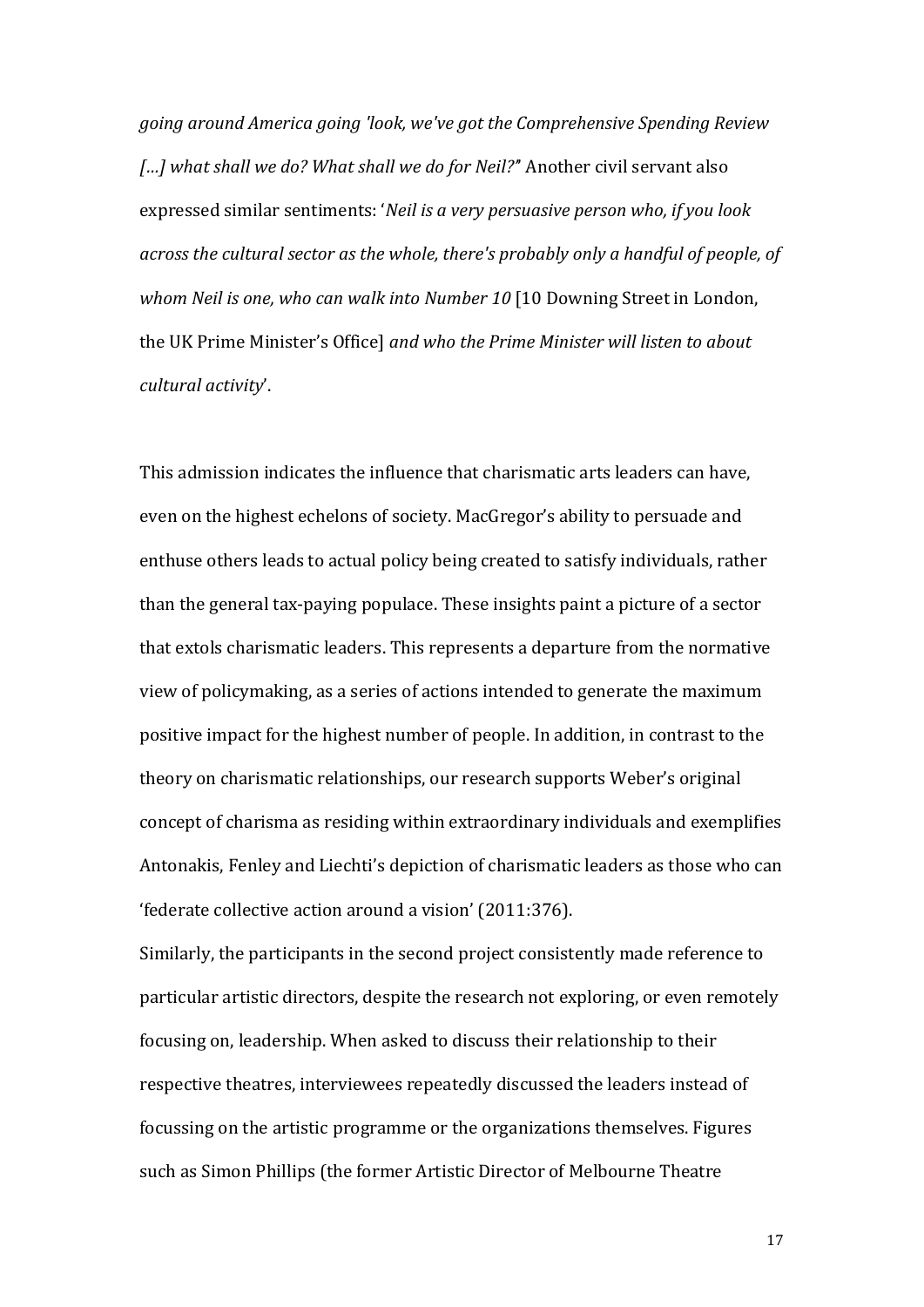*going around America going 'look, we've got the Comprehensive Spending Review […] what shall we do? What shall we do for Neil?'*' Another civil servant also expressed similar sentiments: '*Neil is a very persuasive person who, if you look across the cultural sector as the whole, there's probably only a handful of people, of whom Neil is one, who can walk into Number 10* [10 Downing Street in London, the UK Prime Minister's Office] *and who the Prime Minister will listen to about cultural activity*'.

This admission indicates the influence that charismatic arts leaders can have, even on the highest echelons of society. MacGregor's ability to persuade and enthuse others leads to actual policy being created to satisfy individuals, rather than the general tax-paying populace. These insights paint a picture of a sector that extols charismatic leaders. This represents a departure from the normative view of policymaking, as a series of actions intended to generate the maximum positive impact for the highest number of people. In addition, in contrast to the theory on charismatic relationships, our research supports Weber's original concept of charisma as residing within extraordinary individuals and exemplifies Antonakis, Fenley and Liechti's depiction of charismatic leaders as those who can 'federate collective action around a vision' (2011:376).

Similarly, the participants in the second project consistently made reference to particular artistic directors, despite the research not exploring, or even remotely focusing on, leadership. When asked to discuss their relationship to their respective theatres, interviewees repeatedly discussed the leaders instead of focussing on the artistic programme or the organizations themselves. Figures such as Simon Phillips (the former Artistic Director of Melbourne Theatre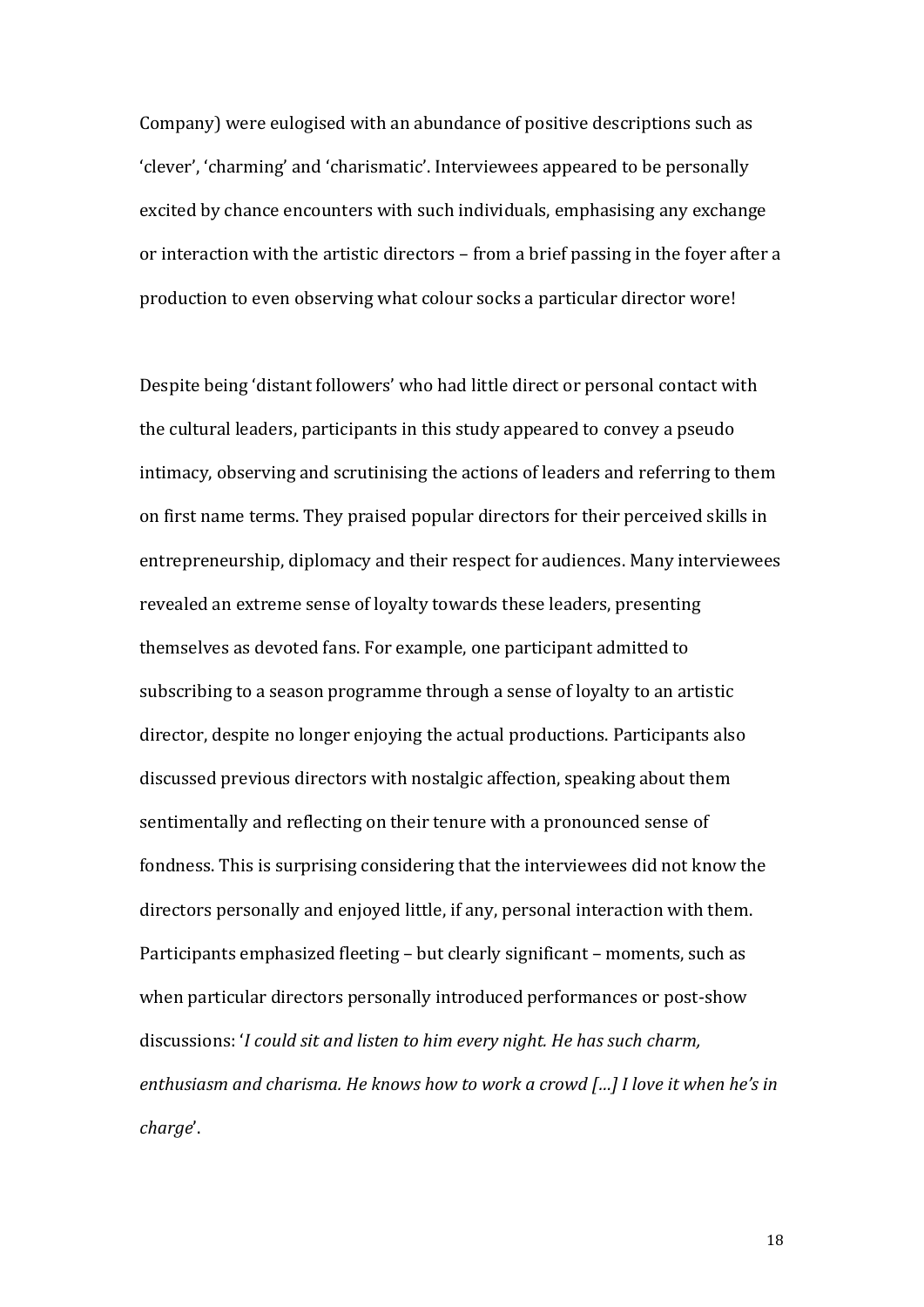Company) were eulogised with an abundance of positive descriptions such as 'clever', 'charming' and 'charismatic'. Interviewees appeared to be personally excited by chance encounters with such individuals, emphasising any exchange or interaction with the artistic directors – from a brief passing in the foyer after a production to even observing what colour socks a particular director wore!

Despite being 'distant followers' who had little direct or personal contact with the cultural leaders, participants in this study appeared to convey a pseudo intimacy, observing and scrutinising the actions of leaders and referring to them on first name terms. They praised popular directors for their perceived skills in entrepreneurship, diplomacy and their respect for audiences. Many interviewees revealed an extreme sense of loyalty towards these leaders, presenting themselves as devoted fans. For example, one participant admitted to subscribing to a season programme through a sense of loyalty to an artistic director, despite no longer enjoying the actual productions. Participants also discussed previous directors with nostalgic affection, speaking about them sentimentally and reflecting on their tenure with a pronounced sense of fondness. This is surprising considering that the interviewees did not know the directors personally and enjoyed little, if any, personal interaction with them. Participants emphasized fleeting – but clearly significant – moments, such as when particular directors personally introduced performances or post-show discussions: '*I could sit and listen to him every night. He has such charm, enthusiasm and charisma. He knows how to work a crowd […] I love it when he's in charge*'.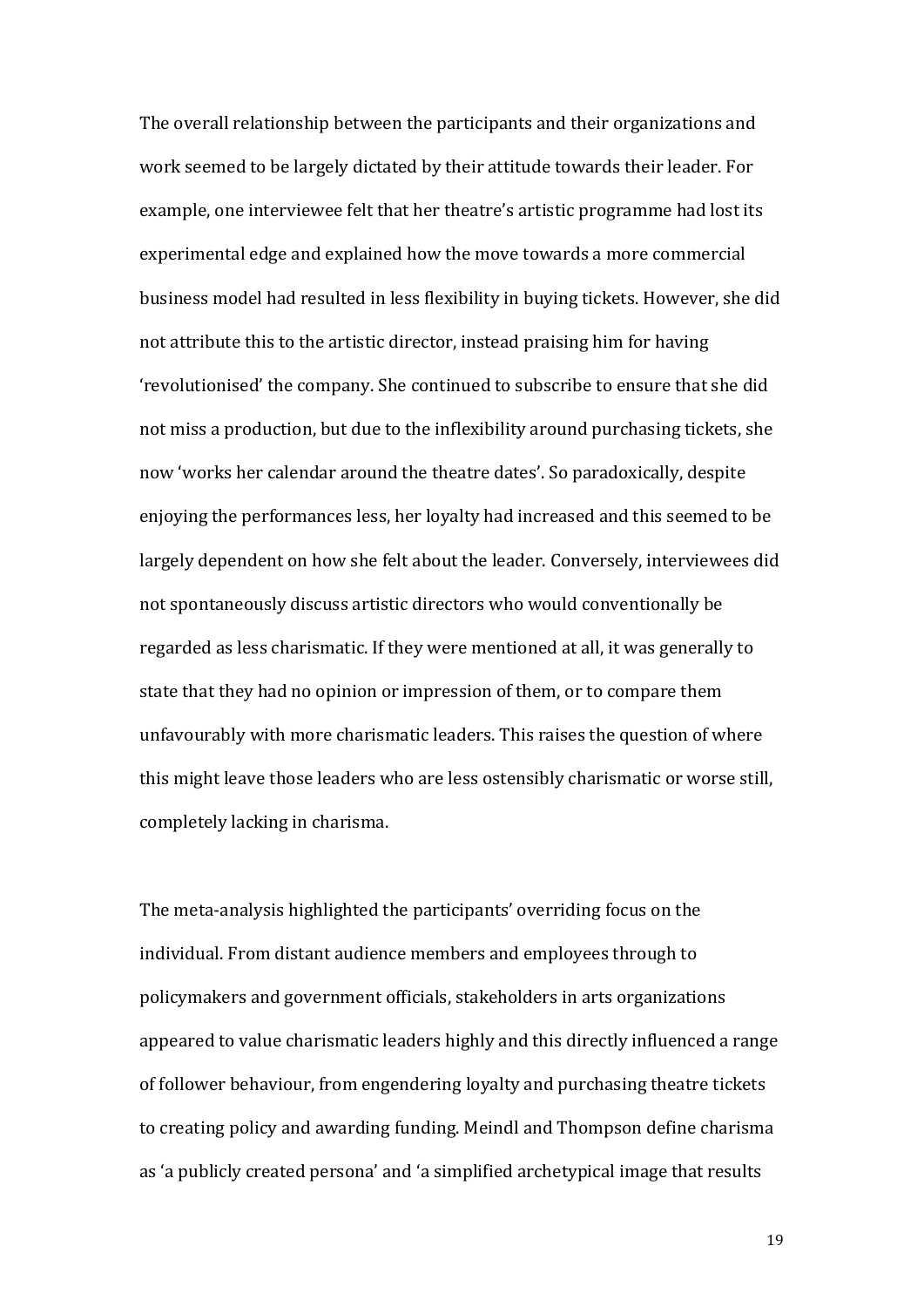The overall relationship between the participants and their organizations and work seemed to be largely dictated by their attitude towards their leader. For example, one interviewee felt that her theatre's artistic programme had lost its experimental edge and explained how the move towards a more commercial business model had resulted in less flexibility in buying tickets. However, she did not attribute this to the artistic director, instead praising him for having 'revolutionised' the company. She continued to subscribe to ensure that she did not miss a production, but due to the inflexibility around purchasing tickets, she now 'works her calendar around the theatre dates'. So paradoxically, despite enjoying the performances less, her loyalty had increased and this seemed to be largely dependent on how she felt about the leader. Conversely, interviewees did not spontaneously discuss artistic directors who would conventionally be regarded as less charismatic. If they were mentioned at all, it was generally to state that they had no opinion or impression of them, or to compare them unfavourably with more charismatic leaders. This raises the question of where this might leave those leaders who are less ostensibly charismatic or worse still, completely lacking in charisma.

The meta-analysis highlighted the participants' overriding focus on the individual. From distant audience members and employees through to policymakers and government officials, stakeholders in arts organizations appeared to value charismatic leaders highly and this directly influenced a range of follower behaviour, from engendering loyalty and purchasing theatre tickets to creating policy and awarding funding. Meindl and Thompson define charisma as 'a publicly created persona' and 'a simplified archetypical image that results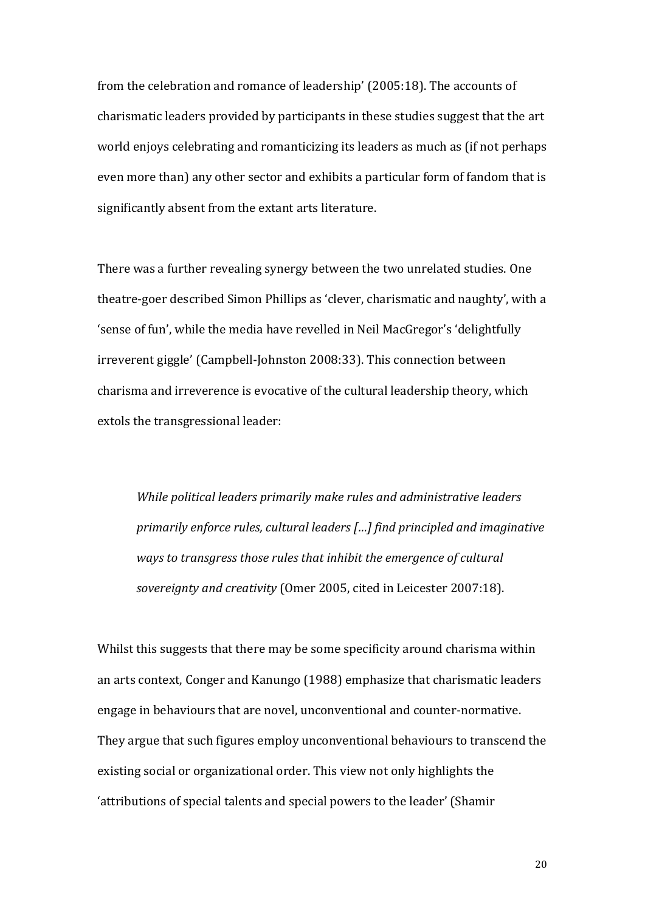from the celebration and romance of leadership' (2005:18). The accounts of charismatic leaders provided by participants in these studies suggest that the art world enjoys celebrating and romanticizing its leaders as much as (if not perhaps even more than) any other sector and exhibits a particular form of fandom that is significantly absent from the extant arts literature.

There was a further revealing synergy between the two unrelated studies. One theatre-goer described Simon Phillips as 'clever, charismatic and naughty', with a 'sense of fun', while the media have revelled in Neil MacGregor's 'delightfully irreverent giggle' (Campbell-Johnston 2008:33). This connection between charisma and irreverence is evocative of the cultural leadership theory, which extols the transgressional leader:

> *While political leaders primarily make rules and administrative leaders primarily enforce rules, cultural leaders […] find principled and imaginative ways to transgress those rules that inhibit the emergence of cultural sovereignty and creativity* (Omer 2005, cited in Leicester 2007:18).

Whilst this suggests that there may be some specificity around charisma within an arts context, Conger and Kanungo (1988) emphasize that charismatic leaders engage in behaviours that are novel, unconventional and counter-normative. They argue that such figures employ unconventional behaviours to transcend the existing social or organizational order. This view not only highlights the 'attributions of special talents and special powers to the leader' (Shamir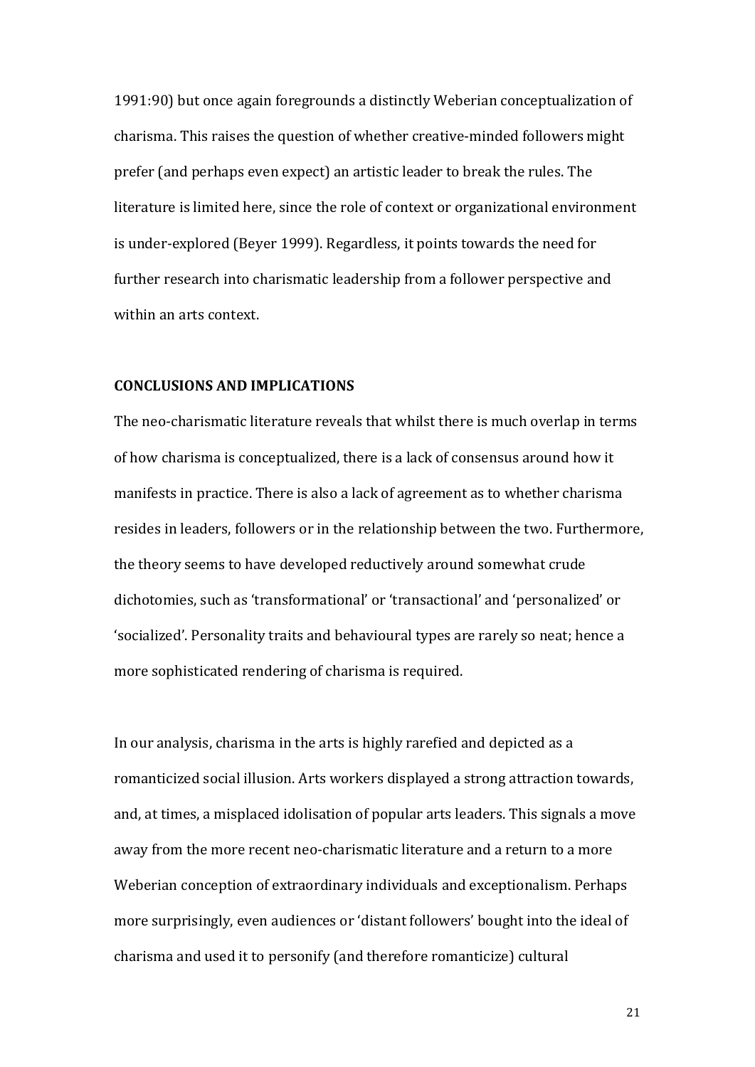1991:90) but once again foregrounds a distinctly Weberian conceptualization of charisma. This raises the question of whether creative-minded followers might prefer (and perhaps even expect) an artistic leader to break the rules. The literature is limited here, since the role of context or organizational environment is under-explored (Beyer 1999). Regardless, it points towards the need for further research into charismatic leadership from a follower perspective and within an arts context.

## CONCLUSIONS AND IMPLICATIONS

The neo-charismatic literature reveals that whilst there is much overlap in terms of how charisma is conceptualized, there is a lack of consensus around how it manifests in practice. There is also a lack of agreement as to whether charisma resides in leaders, followers or in the relationship between the two. Furthermore, the theory seems to have developed reductively around somewhat crude dichotomies, such as 'transformational' or 'transactional' and 'personalized' or 'socialized'. Personality traits and behavioural types are rarely so neat; hence a more sophisticated rendering of charisma is required.

In our analysis, charisma in the arts is highly rarefied and depicted as a romanticized social illusion. Arts workers displayed a strong attraction towards, and, at times, a misplaced idolisation of popular arts leaders. This signals a move away from the more recent neo-charismatic literature and a return to a more Weberian conception of extraordinary individuals and exceptionalism. Perhaps more surprisingly, even audiences or 'distant followers' bought into the ideal of charisma and used it to personify (and therefore romanticize) cultural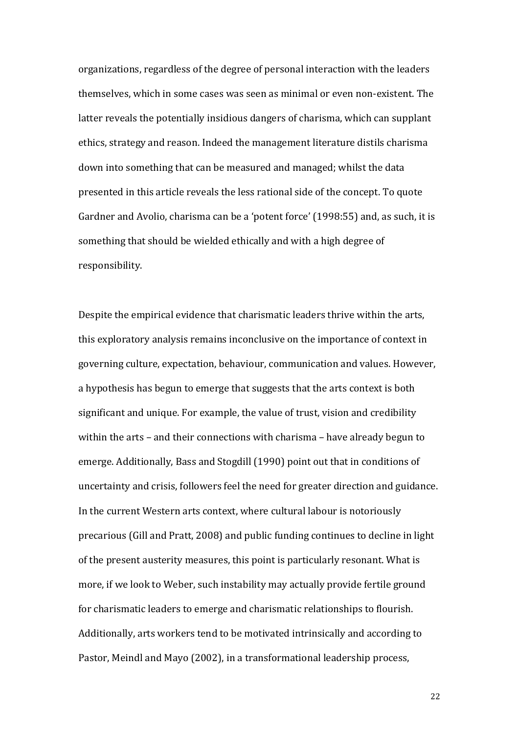organizations, regardless of the degree of personal interaction with the leaders themselves, which in some cases was seen as minimal or even non-existent. The latter reveals the potentially insidious dangers of charisma, which can supplant ethics, strategy and reason. Indeed the management literature distils charisma down into something that can be measured and managed; whilst the data presented in this article reveals the less rational side of the concept. To quote Gardner and Avolio, charisma can be a 'potent force' (1998:55) and, as such, it is something that should be wielded ethically and with a high degree of responsibility.

Despite the empirical evidence that charismatic leaders thrive within the arts, this exploratory analysis remains inconclusive on the importance of context in governing culture, expectation, behaviour, communication and values. However, a hypothesis has begun to emerge that suggests that the arts context is both significant and unique. For example, the value of trust, vision and credibility within the arts – and their connections with charisma – have already begun to emerge. Additionally, Bass and Stogdill (1990) point out that in conditions of uncertainty and crisis, followers feel the need for greater direction and guidance. In the current Western arts context, where cultural labour is notoriously precarious (Gill and Pratt, 2008) and public funding continues to decline in light of the present austerity measures, this point is particularly resonant. What is more, if we look to Weber, such instability may actually provide fertile ground for charismatic leaders to emerge and charismatic relationships to flourish. Additionally, arts workers tend to be motivated intrinsically and according to Pastor, Meindl and Mayo (2002), in a transformational leadership process,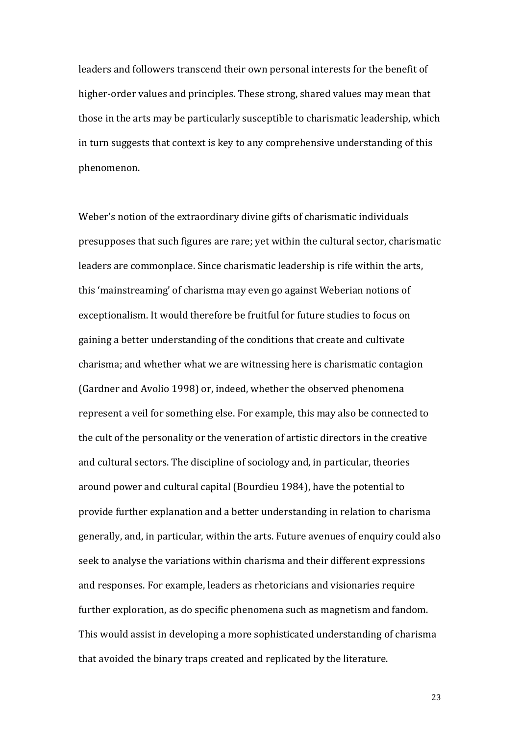leaders and followers transcend their own personal interests for the benefit of higher-order values and principles. These strong, shared values may mean that those in the arts may be particularly susceptible to charismatic leadership, which in turn suggests that context is key to any comprehensive understanding of this phenomenon.

Weber's notion of the extraordinary divine gifts of charismatic individuals presupposes that such figures are rare; yet within the cultural sector, charismatic leaders are commonplace. Since charismatic leadership is rife within the arts, this 'mainstreaming' of charisma may even go against Weberian notions of exceptionalism. It would therefore be fruitful for future studies to focus on gaining a better understanding of the conditions that create and cultivate charisma; and whether what we are witnessing here is charismatic contagion (Gardner and Avolio 1998) or, indeed, whether the observed phenomena represent a veil for something else. For example, this may also be connected to the cult of the personality or the veneration of artistic directors in the creative and cultural sectors. The discipline of sociology and, in particular, theories around power and cultural capital (Bourdieu 1984), have the potential to provide further explanation and a better understanding in relation to charisma generally, and, in particular, within the arts. Future avenues of enquiry could also seek to analyse the variations within charisma and their different expressions and responses. For example, leaders as rhetoricians and visionaries require further exploration, as do specific phenomena such as magnetism and fandom. This would assist in developing a more sophisticated understanding of charisma that avoided the binary traps created and replicated by the literature.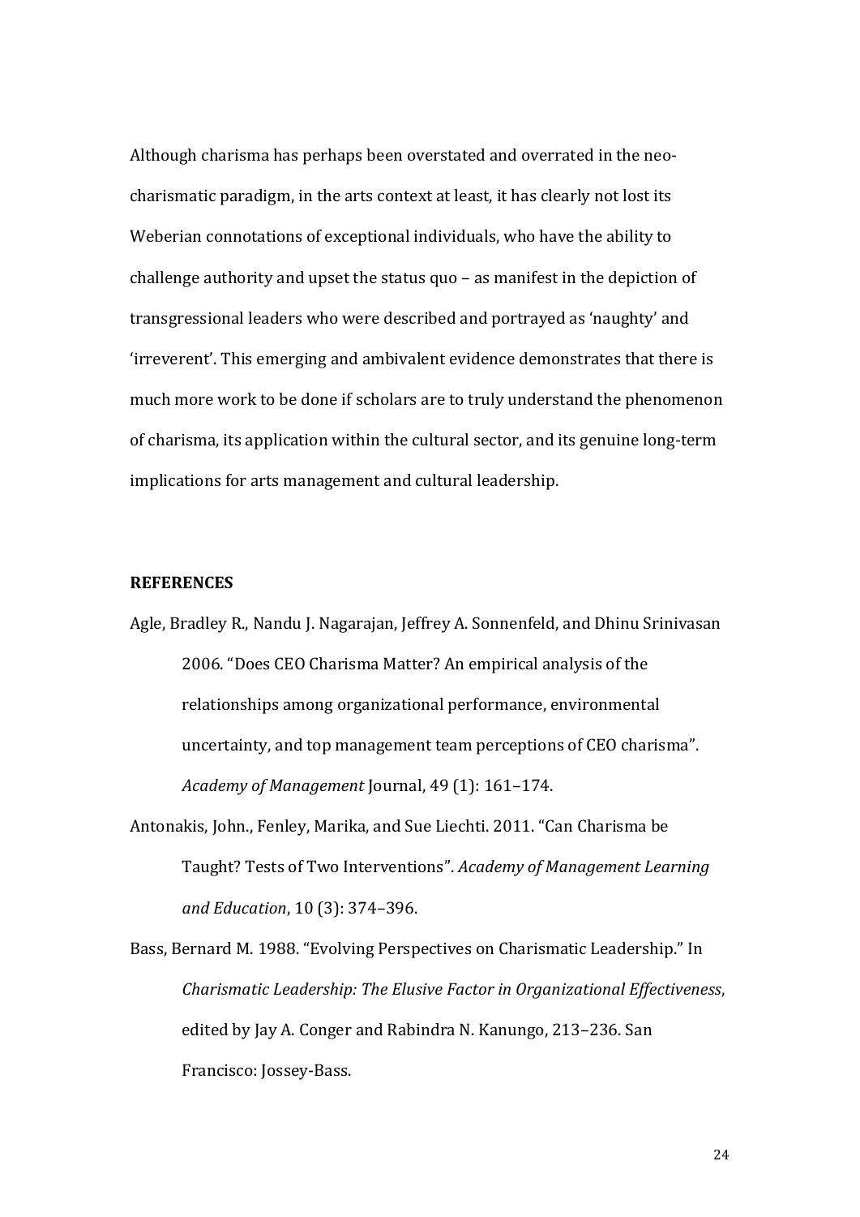Although charisma has perhaps been overstated and overrated in the neo-charismatic paradigm, in the arts context at least, it has clearly not lost its Weberian connotations of exceptional individuals, who have the ability to challenge authority and upset the status quo – as manifest in the depiction of transgressional leaders who were described and portrayed as 'naughty' and 'irreverent'. This emerging and ambivalent evidence demonstrates that there is much more work to be done if scholars are to truly understand the phenomenon of charisma, its application within the cultural sector, and its genuine long-term implications for arts management and cultural leadership.

**REFERENCES**

Agle, Bradley R., Nandu J. Nagarajan, Jeffrey A. Sonnenfeld, and Dhinu Srinivasan 2006. "Does CEO Charisma Matter? An empirical analysis of the relationships among organizational performance, environmental uncertainty, and top management team perceptions of CEO charisma". *Academy of Management* Journal, 49 (1): 161–174.

Antonakis, John., Fenley, Marika, and Sue Liechti. 2011. "Can Charisma be Taught? Tests of Two Interventions". *Academy of Management Learning and Education*, 10 (3): 374–396.

Bass, Bernard M. 1988. "Evolving Perspectives on Charismatic Leadership." In *Charismatic Leadership: The Elusive Factor in Organizational Effectiveness*, edited by Jay A. Conger and Rabindra N. Kanungo, 213–236. San Francisco: Jossey-Bass.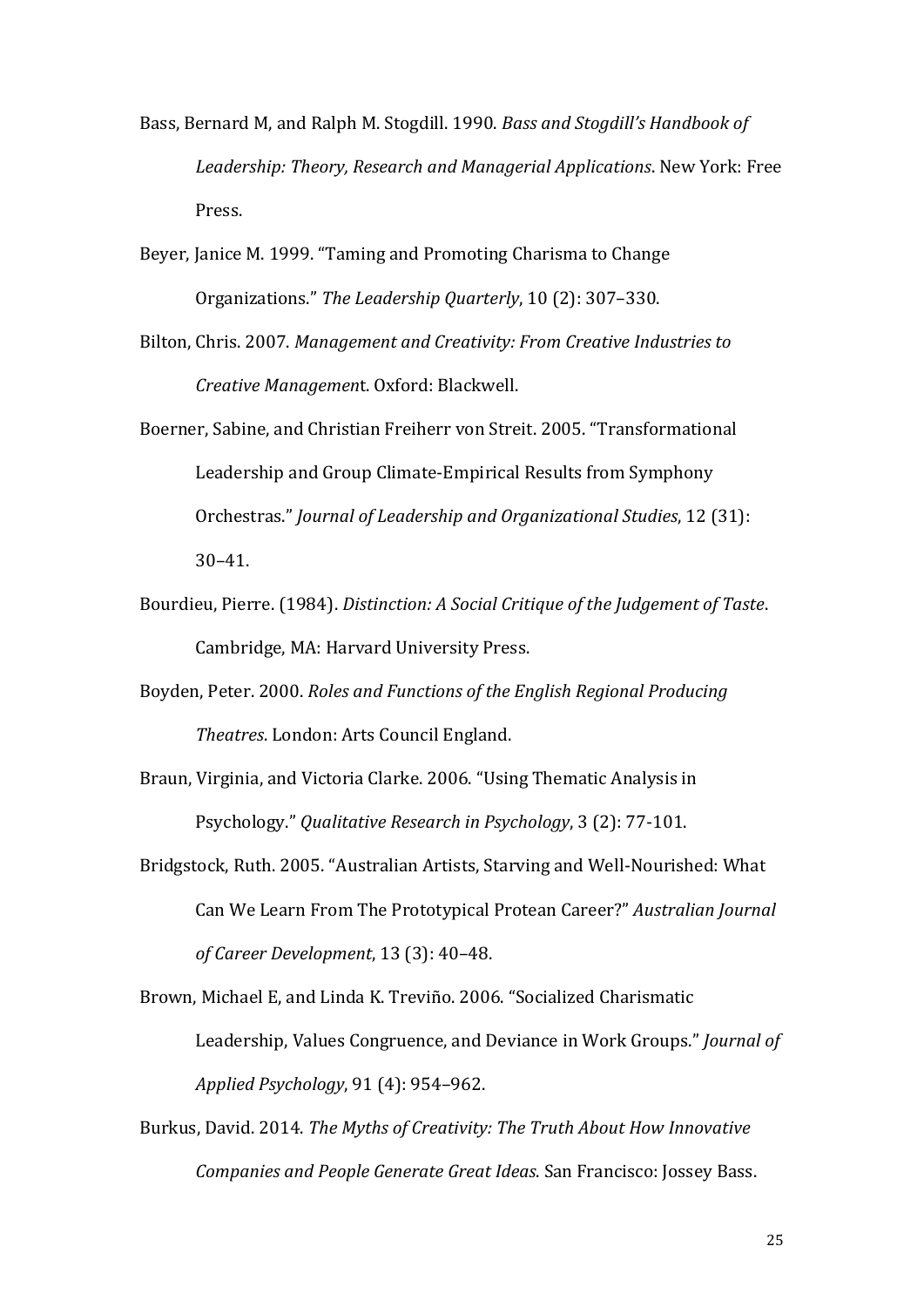Bass, Bernard M, and Ralph M. Stogdill. 1990. *Bass and Stogdill's Handbook of Leadership: Theory, Research and Managerial Applications*. New York: Free Press.

Beyer, Janice M. 1999. "Taming and Promoting Charisma to Change Organizations." *The Leadership Quarterly*, 10 (2): 307–330.

Bilton, Chris. 2007. *Management and Creativity: From Creative Industries to Creative Managemen*t. Oxford: Blackwell.

Boerner, Sabine, and Christian Freiherr von Streit. 2005. "Transformational Leadership and Group Climate-Empirical Results from Symphony Orchestras." *Journal of Leadership and Organizational Studies*, 12 (31): 30–41.

Bourdieu, Pierre. (1984). *Distinction: A Social Critique of the Judgement of Taste*. Cambridge, MA: Harvard University Press.

Boyden, Peter. 2000. *Roles and Functions of the English Regional Producing Theatres*. London: Arts Council England.

Braun, Virginia, and Victoria Clarke. 2006. "Using Thematic Analysis in Psychology." *Qualitative Research in Psychology*, 3 (2): 77-101.

Bridgstock, Ruth. 2005. "Australian Artists, Starving and Well-Nourished: What Can We Learn From The Prototypical Protean Career?" *Australian Journal of Career Development*, 13 (3): 40–48.

Brown, Michael E, and Linda K. Treviño. 2006. "Socialized Charismatic Leadership, Values Congruence, and Deviance in Work Groups." *Journal of Applied Psychology*, 91 (4): 954–962.

Burkus, David. 2014. *The Myths of Creativity: The Truth About How Innovative Companies and People Generate Great Ideas*. San Francisco: Jossey Bass.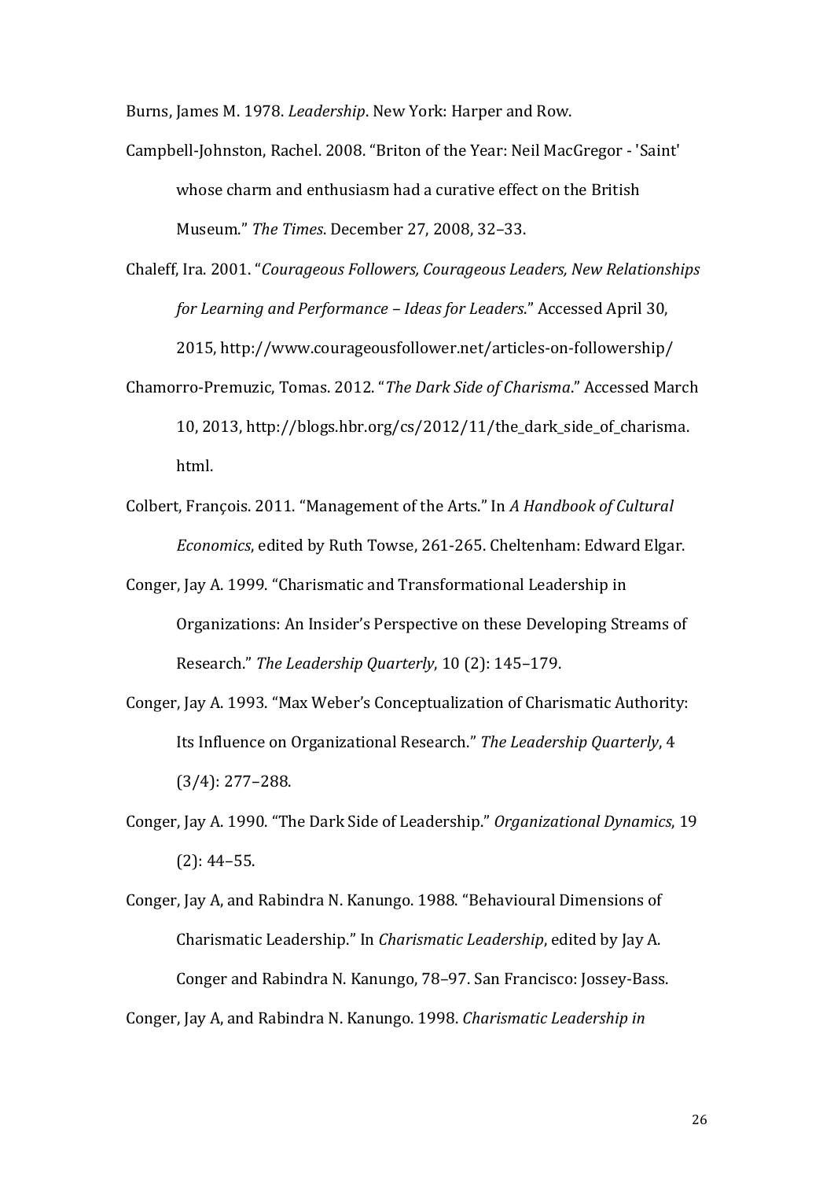Burns, James M. 1978. *Leadership*. New York: Harper and Row.

Campbell-Johnston, Rachel. 2008. "Briton of the Year: Neil MacGregor - 'Saint' whose charm and enthusiasm had a curative effect on the British Museum." *The Times*. December 27, 2008, 32–33.

Chaleff, Ira. 2001. "*Courageous Followers, Courageous Leaders, New Relationships for Learning and Performance – Ideas for Leaders*." Accessed April 30, 2015, http://www.courageousfollower.net/articles-on-followership/

Chamorro-Premuzic, Tomas. 2012. "*The Dark Side of Charisma*." Accessed March 10, 2013, http://blogs.hbr.org/cs/2012/11/the_dark_side_of_charisma.html.

Colbert, François. 2011. "Management of the Arts." In *A Handbook of Cultural Economics*, edited by Ruth Towse, 261-265. Cheltenham: Edward Elgar.

Conger, Jay A. 1999. "Charismatic and Transformational Leadership in Organizations: An Insider's Perspective on these Developing Streams of Research." *The Leadership Quarterly*, 10 (2): 145–179.

Conger, Jay A. 1993. "Max Weber's Conceptualization of Charismatic Authority: Its Influence on Organizational Research." *The Leadership Quarterly*, 4 (3/4): 277–288.

Conger, Jay A. 1990. "The Dark Side of Leadership." *Organizational Dynamics*, 19 (2): 44–55.

Conger, Jay A, and Rabindra N. Kanungo. 1988. "Behavioural Dimensions of Charismatic Leadership." In *Charismatic Leadership*, edited by Jay A. Conger and Rabindra N. Kanungo, 78–97. San Francisco: Jossey-Bass.

Conger, Jay A, and Rabindra N. Kanungo. 1998. *Charismatic Leadership in*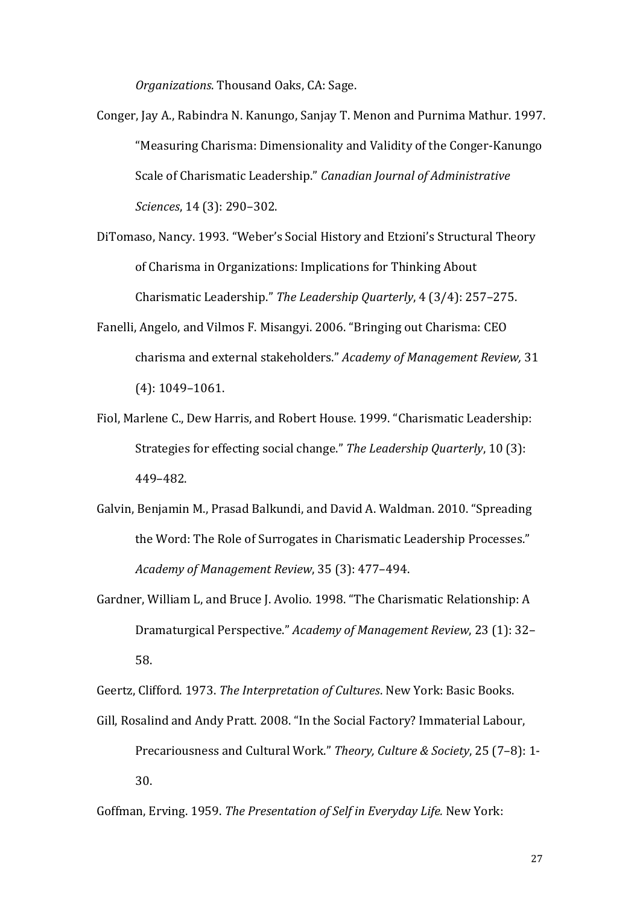*Organizations*. Thousand Oaks, CA: Sage.

Conger, Jay A., Rabindra N. Kanungo, Sanjay T. Menon and Purnima Mathur. 1997. "Measuring Charisma: Dimensionality and Validity of the Conger-Kanungo Scale of Charismatic Leadership." *Canadian Journal of Administrative Sciences*, 14 (3): 290–302.

DiTomaso, Nancy. 1993. "Weber's Social History and Etzioni's Structural Theory of Charisma in Organizations: Implications for Thinking About Charismatic Leadership." *The Leadership Quarterly*, 4 (3/4): 257–275.

Fanelli, Angelo, and Vilmos F. Misangyi. 2006. "Bringing out Charisma: CEO charisma and external stakeholders." *Academy of Management Review,* 31 (4): 1049–1061.

Fiol, Marlene C., Dew Harris, and Robert House. 1999. "Charismatic Leadership: Strategies for effecting social change." *The Leadership Quarterly*, 10 (3): 449–482.

Galvin, Benjamin M., Prasad Balkundi, and David A. Waldman. 2010. "Spreading the Word: The Role of Surrogates in Charismatic Leadership Processes." *Academy of Management Review*, 35 (3): 477–494.

Gardner, William L, and Bruce J. Avolio. 1998. "The Charismatic Relationship: A Dramaturgical Perspective." *Academy of Management Review*, 23 (1): 32–58.

Geertz, Clifford. 1973. *The Interpretation of Cultures*. New York: Basic Books.

Gill, Rosalind and Andy Pratt. 2008. "In the Social Factory? Immaterial Labour, Precariousness and Cultural Work." *Theory, Culture & Society*, 25 (7–8): 1-30.

Goffman, Erving. 1959. *The Presentation of Self in Everyday Life.* New York: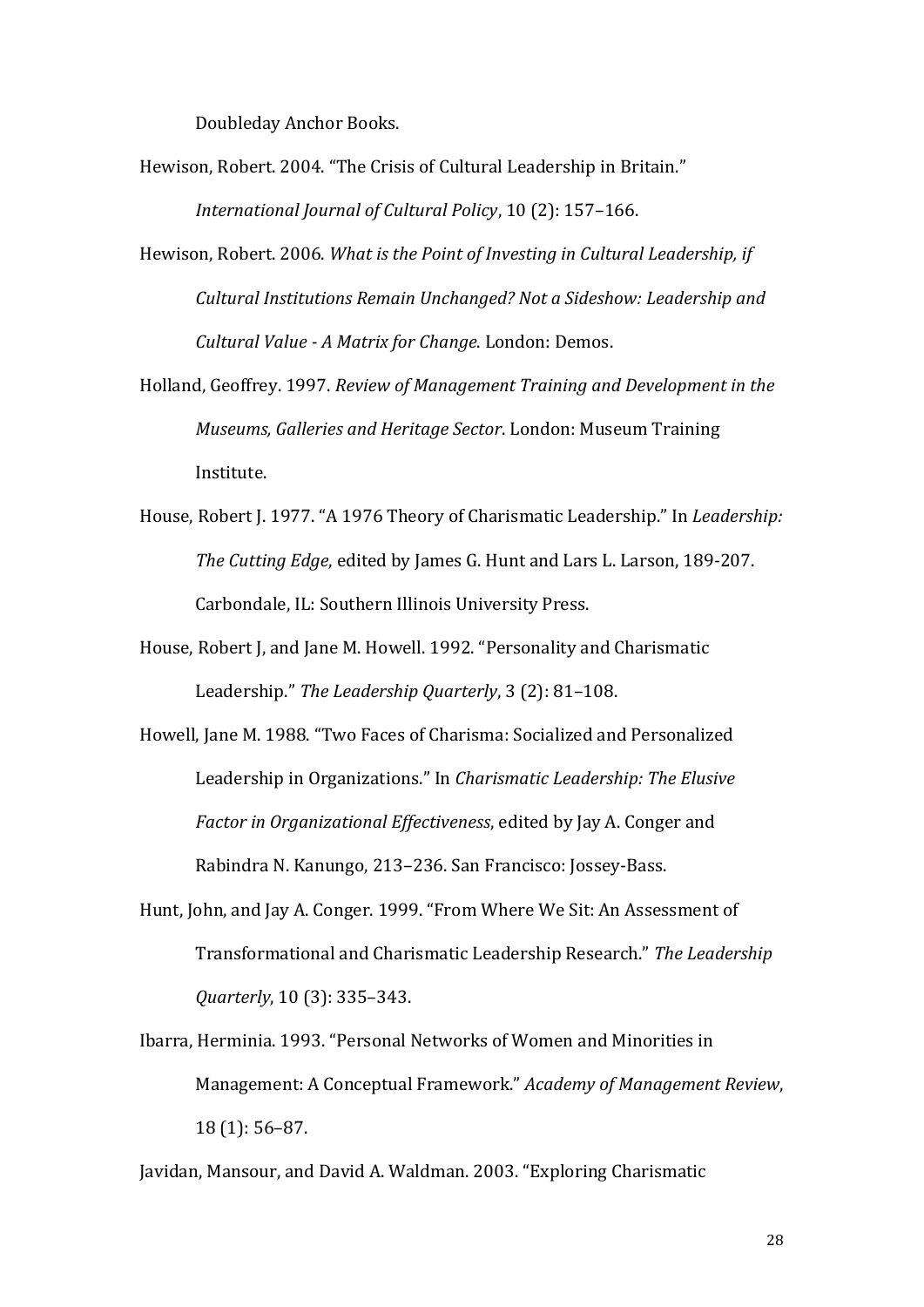Doubleday Anchor Books.

Hewison, Robert. 2004. “The Crisis of Cultural Leadership in Britain.” *International Journal of Cultural Policy*, 10 (2): 157–166.

Hewison, Robert. 2006. *What is the Point of Investing in Cultural Leadership, if Cultural Institutions Remain Unchanged? Not a Sideshow: Leadership and Cultural Value - A Matrix for Change*. London: Demos.

Holland, Geoffrey. 1997. *Review of Management Training and Development in the Museums, Galleries and Heritage Sector*. London: Museum Training Institute.

House, Robert J. 1977. “A 1976 Theory of Charismatic Leadership.” In *Leadership: The Cutting Edge*, edited by James G. Hunt and Lars L. Larson, 189-207. Carbondale, IL: Southern Illinois University Press.

House, Robert J, and Jane M. Howell. 1992. “Personality and Charismatic Leadership.” *The Leadership Quarterly*, 3 (2): 81–108.

Howell, Jane M. 1988. “Two Faces of Charisma: Socialized and Personalized Leadership in Organizations.” In *Charismatic Leadership: The Elusive Factor in Organizational Effectiveness*, edited by Jay A. Conger and Rabindra N. Kanungo, 213–236. San Francisco: Jossey-Bass.

Hunt, John, and Jay A. Conger. 1999. “From Where We Sit: An Assessment of Transformational and Charismatic Leadership Research.” *The Leadership Quarterly*, 10 (3): 335–343.

Ibarra, Herminia. 1993. “Personal Networks of Women and Minorities in Management: A Conceptual Framework.” *Academy of Management Review*, 18 (1): 56–87.

Javidan, Mansour, and David A. Waldman. 2003. “Exploring Charismatic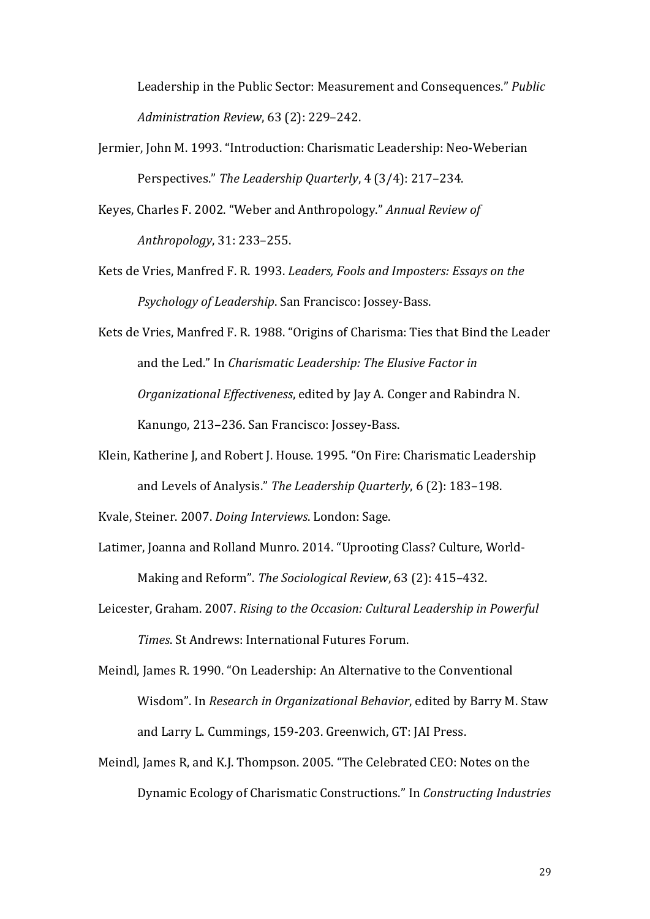Leadership in the Public Sector: Measurement and Consequences." *Public Administration Review*, 63 (2): 229–242.

Jermier, John M. 1993. "Introduction: Charismatic Leadership: Neo-Weberian Perspectives." *The Leadership Quarterly*, 4 (3/4): 217–234.

Keyes, Charles F. 2002. "Weber and Anthropology." *Annual Review of Anthropology*, 31: 233–255.

Kets de Vries, Manfred F. R. 1993. *Leaders, Fools and Imposters: Essays on the Psychology of Leadership*. San Francisco: Jossey-Bass.

Kets de Vries, Manfred F. R. 1988. "Origins of Charisma: Ties that Bind the Leader and the Led." In *Charismatic Leadership: The Elusive Factor in Organizational Effectiveness*, edited by Jay A. Conger and Rabindra N. Kanungo, 213–236. San Francisco: Jossey-Bass.

Klein, Katherine J, and Robert J. House. 1995. "On Fire: Charismatic Leadership and Levels of Analysis." *The Leadership Quarterly*, 6 (2): 183–198.

Kvale, Steiner. 2007. *Doing Interviews*. London: Sage.

Latimer, Joanna and Rolland Munro. 2014. "Uprooting Class? Culture, World-Making and Reform". *The Sociological Review*, 63 (2): 415–432.

Leicester, Graham. 2007. *Rising to the Occasion: Cultural Leadership in Powerful Times*. St Andrews: International Futures Forum.

Meindl, James R. 1990. "On Leadership: An Alternative to the Conventional Wisdom". In *Research in Organizational Behavior*, edited by Barry M. Staw and Larry L. Cummings, 159-203. Greenwich, GT: JAI Press.

Meindl, James R, and K.J. Thompson. 2005. "The Celebrated CEO: Notes on the Dynamic Ecology of Charismatic Constructions." In *Constructing Industries*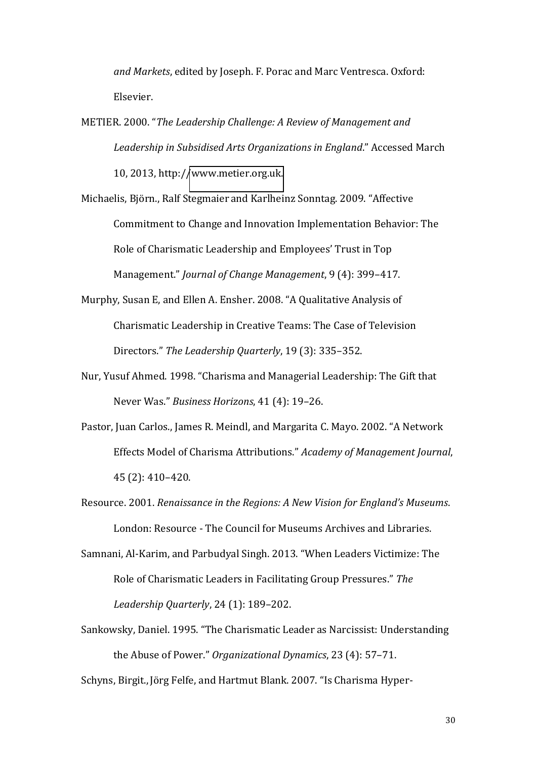*and Markets*, edited by Joseph. F. Porac and Marc Ventresca. Oxford: Elsevier.

METIER. 2000. "*The Leadership Challenge: A Review of Management and Leadership in Subsidised Arts Organizations in England*." Accessed March 10, 2013, http://www.metier.org.uk.

Michaelis, Björn., Ralf Stegmaier and Karlheinz Sonntag. 2009. "Affective Commitment to Change and Innovation Implementation Behavior: The Role of Charismatic Leadership and Employees' Trust in Top Management." *Journal of Change Management*, 9 (4): 399–417.

Murphy, Susan E, and Ellen A. Ensher. 2008. "A Qualitative Analysis of Charismatic Leadership in Creative Teams: The Case of Television Directors." *The Leadership Quarterly*, 19 (3): 335–352.

Nur, Yusuf Ahmed. 1998. "Charisma and Managerial Leadership: The Gift that Never Was." *Business Horizons*, 41 (4): 19–26.

Pastor, Juan Carlos., James R. Meindl, and Margarita C. Mayo. 2002. "A Network Effects Model of Charisma Attributions." *Academy of Management Journal*, 45 (2): 410–420.

Resource. 2001. *Renaissance in the Regions: A New Vision for England's Museums*. London: Resource - The Council for Museums Archives and Libraries.

Samnani, Al-Karim, and Parbudyal Singh. 2013. "When Leaders Victimize: The Role of Charismatic Leaders in Facilitating Group Pressures." *The Leadership Quarterly*, 24 (1): 189–202.

Sankowsky, Daniel. 1995. "The Charismatic Leader as Narcissist: Understanding the Abuse of Power." *Organizational Dynamics*, 23 (4): 57–71.

Schyns, Birgit., Jörg Felfe, and Hartmut Blank. 2007. "Is Charisma Hyper-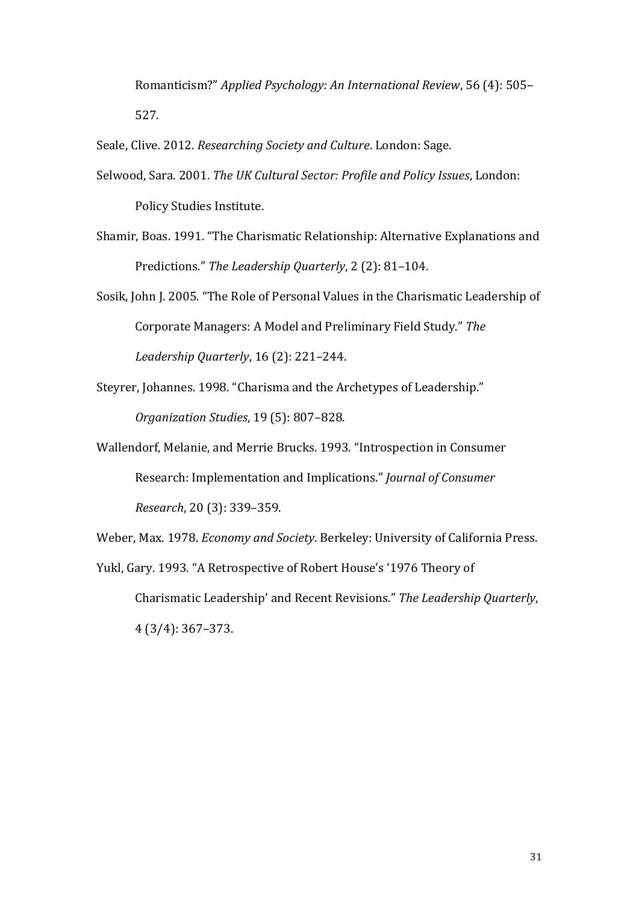Romanticism?" *Applied Psychology: An International Review*, 56 (4): 505–527.

Seale, Clive. 2012. *Researching Society and Culture*. London: Sage.

Selwood, Sara. 2001. *The UK Cultural Sector: Profile and Policy Issues*, London: Policy Studies Institute.

Shamir, Boas. 1991. "The Charismatic Relationship: Alternative Explanations and Predictions." *The Leadership Quarterly*, 2 (2): 81–104.

Sosik, John J. 2005. "The Role of Personal Values in the Charismatic Leadership of Corporate Managers: A Model and Preliminary Field Study." *The Leadership Quarterly*, 16 (2): 221–244.

Steyrer, Johannes. 1998. "Charisma and the Archetypes of Leadership." *Organization Studies*, 19 (5): 807–828.

Wallendorf, Melanie, and Merrie Brucks. 1993. "Introspection in Consumer Research: Implementation and Implications." *Journal of Consumer Research*, 20 (3): 339–359.

Weber, Max. 1978. *Economy and Society*. Berkeley: University of California Press.

Yukl, Gary. 1993. "A Retrospective of Robert House's '1976 Theory of Charismatic Leadership' and Recent Revisions." *The Leadership Quarterly*, 4 (3/4): 367–373.